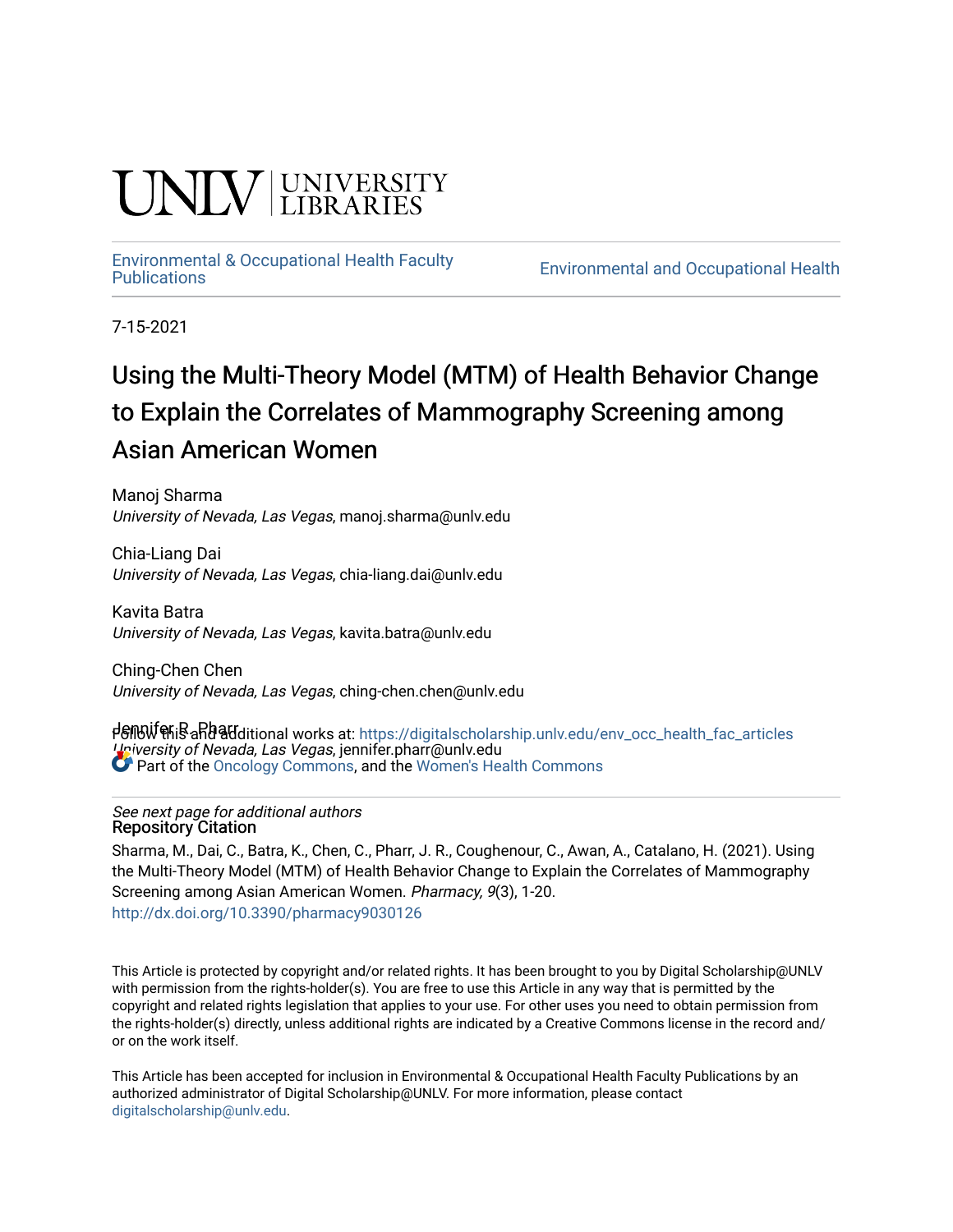UNLV | UNIVERSITY LIBRARIES

Environmental & Occupational Health Faculty Publications

Environmental and Occupational Health

7-15-2021

# Using the Multi-Theory Model (MTM) of Health Behavior Change to Explain the Correlates of Mammography Screening among Asian American Women

Manoj Sharma
*University of Nevada, Las Vegas*, manoj.sharma@unlv.edu

Chia-Liang Dai
*University of Nevada, Las Vegas*, chia-liang.dai@unlv.edu

Kavita Batra
*University of Nevada, Las Vegas*, kavita.batra@unlv.edu

Ching-Chen Chen
*University of Nevada, Las Vegas*, ching-chen.chen@unlv.edu

Jennifer R. Pharr
*University of Nevada, Las Vegas*, jennifer.pharr@unlv.edu

*See next page for additional authors*

Follow this and additional works at: https://digitalscholarship.unlv.edu/env_occ_health_fac_articles

Part of the Oncology Commons, and the Women's Health Commons

## Repository Citation

Sharma, M., Dai, C., Batra, K., Chen, C., Pharr, J. R., Coughenour, C., Awan, A., Catalano, H. (2021). Using the Multi-Theory Model (MTM) of Health Behavior Change to Explain the Correlates of Mammography Screening among Asian American Women. *Pharmacy, 9*(3), 1-20.
http://dx.doi.org/10.3390/pharmacy9030126

This Article is protected by copyright and/or related rights. It has been brought to you by Digital Scholarship@UNLV with permission from the rights-holder(s). You are free to use this Article in any way that is permitted by the copyright and related rights legislation that applies to your use. For other uses you need to obtain permission from the rights-holder(s) directly, unless additional rights are indicated by a Creative Commons license in the record and/or on the work itself.

This Article has been accepted for inclusion in Environmental & Occupational Health Faculty Publications by an authorized administrator of Digital Scholarship@UNLV. For more information, please contact digitalscholarship@unlv.edu.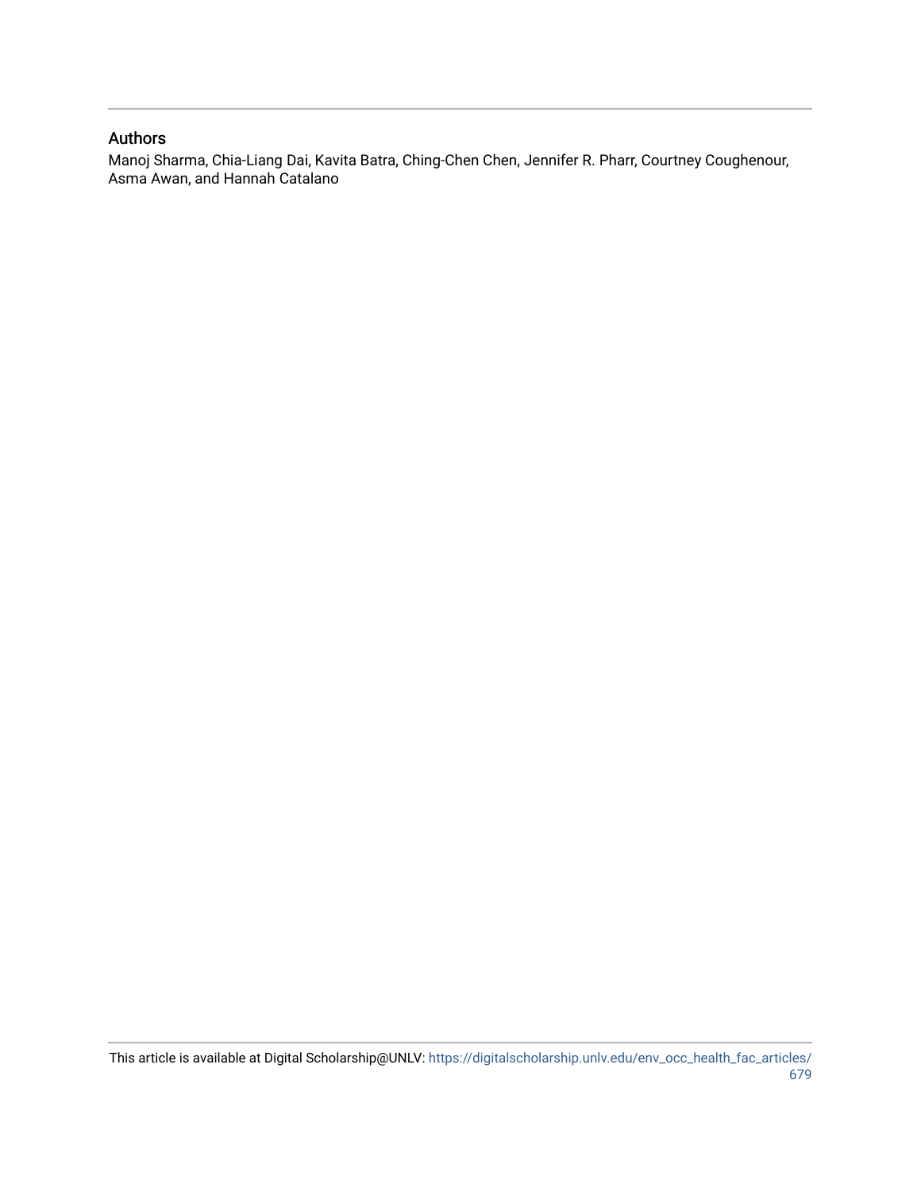## Authors

Manoj Sharma, Chia-Liang Dai, Kavita Batra, Ching-Chen Chen, Jennifer R. Pharr, Courtney Coughenour, Asma Awan, and Hannah Catalano

This article is available at Digital Scholarship@UNLV: https://digitalscholarship.unlv.edu/env_occ_health_fac_articles/679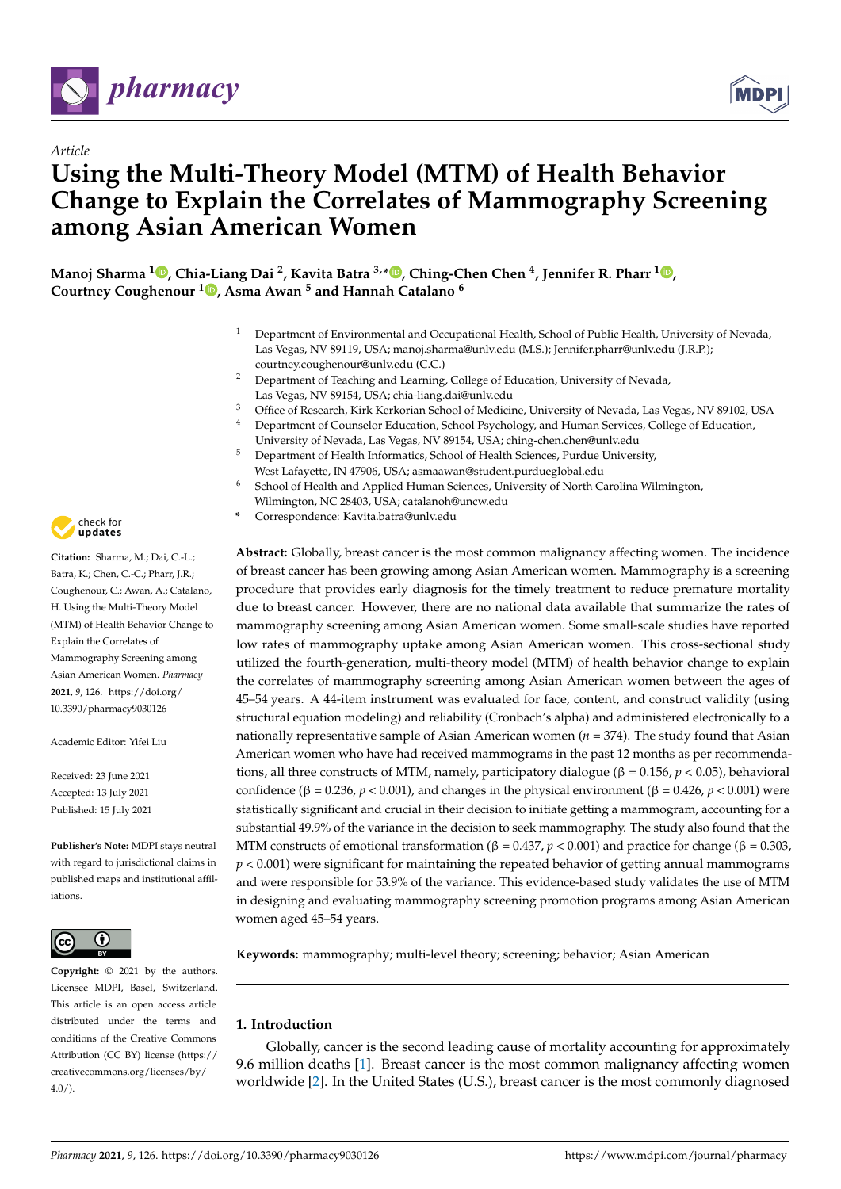# Using the Multi-Theory Model (MTM) of Health Behavior Change to Explain the Correlates of Mammography Screening among Asian American Women

**Manoj Sharma [1], Chia-Liang Dai [2], Kavita Batra [3,*], Ching-Chen Chen [4], Jennifer R. Pharr [1], Courtney Coughenour [1], Asma Awan [5] and Hannah Catalano [6]**

[1] Department of Environmental and Occupational Health, School of Public Health, University of Nevada, Las Vegas, NV 89119, USA; manoj.sharma@unlv.edu (M.S.); Jennifer.pharr@unlv.edu (J.R.P.); courtney.coughenour@unlv.edu (C.C.)

[2] Department of Teaching and Learning, College of Education, University of Nevada, Las Vegas, NV 89154, USA; chia-liang.dai@unlv.edu

[3] Office of Research, Kirk Kerkorian School of Medicine, University of Nevada, Las Vegas, NV 89102, USA

[4] Department of Counselor Education, School Psychology, and Human Services, College of Education, University of Nevada, Las Vegas, NV 89154, USA; ching-chen.chen@unlv.edu

[5] Department of Health Informatics, School of Health Sciences, Purdue University, West Lafayette, IN 47906, USA; asmaawan@student.purdueglobal.edu

[6] School of Health and Applied Human Sciences, University of North Carolina Wilmington, Wilmington, NC 28403, USA; catalanoh@uncw.edu

\* Correspondence: Kavita.batra@unlv.edu

**Citation:** Sharma, M.; Dai, C.-L.; Batra, K.; Chen, C.-C.; Pharr, J.R.; Coughenour, C.; Awan, A.; Catalano, H. Using the Multi-Theory Model (MTM) of Health Behavior Change to Explain the Correlates of Mammography Screening among Asian American Women. *Pharmacy* **2021**, *9*, 126. https://doi.org/10.3390/pharmacy9030126

Academic Editor: Yifei Liu

Received: 23 June 2021
Accepted: 13 July 2021
Published: 15 July 2021

**Publisher's Note:** MDPI stays neutral with regard to jurisdictional claims in published maps and institutional affiliations.

**Copyright:** © 2021 by the authors. Licensee MDPI, Basel, Switzerland. This article is an open access article distributed under the terms and conditions of the Creative Commons Attribution (CC BY) license (https://creativecommons.org/licenses/by/4.0/).

**Abstract:** Globally, breast cancer is the most common malignancy affecting women. The incidence of breast cancer has been growing among Asian American women. Mammography is a screening procedure that provides early diagnosis for the timely treatment to reduce premature mortality due to breast cancer. However, there are no national data available that summarize the rates of mammography screening among Asian American women. Some small-scale studies have reported low rates of mammography uptake among Asian American women. This cross-sectional study utilized the fourth-generation, multi-theory model (MTM) of health behavior change to explain the correlates of mammography screening among Asian American women between the ages of 45–54 years. A 44-item instrument was evaluated for face, content, and construct validity (using structural equation modeling) and reliability (Cronbach's alpha) and administered electronically to a nationally representative sample of Asian American women ($n$ = 374). The study found that Asian American women who have had received mammograms in the past 12 months as per recommendations, all three constructs of MTM, namely, participatory dialogue ($\beta$ = 0.156, $p < 0.05$), behavioral confidence ($\beta$ = 0.236, $p < 0.001$), and changes in the physical environment ($\beta$ = 0.426, $p < 0.001$) were statistically significant and crucial in their decision to initiate getting a mammogram, accounting for a substantial 49.9% of the variance in the decision to seek mammography. The study also found that the MTM constructs of emotional transformation ($\beta$ = 0.437, $p < 0.001$) and practice for change ($\beta$ = 0.303, $p < 0.001$) were significant for maintaining the repeated behavior of getting annual mammograms and were responsible for 53.9% of the variance. This evidence-based study validates the use of MTM in designing and evaluating mammography screening promotion programs among Asian American women aged 45–54 years.

**Keywords:** mammography; multi-level theory; screening; behavior; Asian American

## 1. Introduction

Globally, cancer is the second leading cause of mortality accounting for approximately 9.6 million deaths [1]. Breast cancer is the most common malignancy affecting women worldwide [2]. In the United States (U.S.), breast cancer is the most commonly diagnosed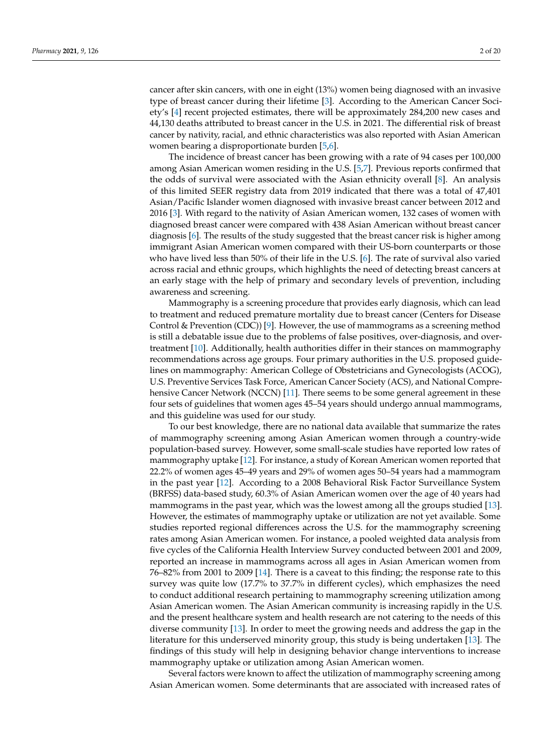cancer after skin cancers, with one in eight (13%) women being diagnosed with an invasive type of breast cancer during their lifetime [3]. According to the American Cancer Society's [4] recent projected estimates, there will be approximately 284,200 new cases and 44,130 deaths attributed to breast cancer in the U.S. in 2021. The differential risk of breast cancer by nativity, racial, and ethnic characteristics was also reported with Asian American women bearing a disproportionate burden [5,6].

The incidence of breast cancer has been growing with a rate of 94 cases per 100,000 among Asian American women residing in the U.S. [5,7]. Previous reports confirmed that the odds of survival were associated with the Asian ethnicity overall [8]. An analysis of this limited SEER registry data from 2019 indicated that there was a total of 47,401 Asian/Pacific Islander women diagnosed with invasive breast cancer between 2012 and 2016 [3]. With regard to the nativity of Asian American women, 132 cases of women with diagnosed breast cancer were compared with 438 Asian American without breast cancer diagnosis [6]. The results of the study suggested that the breast cancer risk is higher among immigrant Asian American women compared with their US-born counterparts or those who have lived less than 50% of their life in the U.S. [6]. The rate of survival also varied across racial and ethnic groups, which highlights the need of detecting breast cancers at an early stage with the help of primary and secondary levels of prevention, including awareness and screening.

Mammography is a screening procedure that provides early diagnosis, which can lead to treatment and reduced premature mortality due to breast cancer (Centers for Disease Control & Prevention (CDC)) [9]. However, the use of mammograms as a screening method is still a debatable issue due to the problems of false positives, over-diagnosis, and overtreatment [10]. Additionally, health authorities differ in their stances on mammography recommendations across age groups. Four primary authorities in the U.S. proposed guidelines on mammography: American College of Obstetricians and Gynecologists (ACOG), U.S. Preventive Services Task Force, American Cancer Society (ACS), and National Comprehensive Cancer Network (NCCN) [11]. There seems to be some general agreement in these four sets of guidelines that women ages 45–54 years should undergo annual mammograms, and this guideline was used for our study.

To our best knowledge, there are no national data available that summarize the rates of mammography screening among Asian American women through a country-wide population-based survey. However, some small-scale studies have reported low rates of mammography uptake [12]. For instance, a study of Korean American women reported that 22.2% of women ages 45–49 years and 29% of women ages 50–54 years had a mammogram in the past year [12]. According to a 2008 Behavioral Risk Factor Surveillance System (BRFSS) data-based study, 60.3% of Asian American women over the age of 40 years had mammograms in the past year, which was the lowest among all the groups studied [13]. However, the estimates of mammography uptake or utilization are not yet available. Some studies reported regional differences across the U.S. for the mammography screening rates among Asian American women. For instance, a pooled weighted data analysis from five cycles of the California Health Interview Survey conducted between 2001 and 2009, reported an increase in mammograms across all ages in Asian American women from 76–82% from 2001 to 2009 [14]. There is a caveat to this finding; the response rate to this survey was quite low (17.7% to 37.7% in different cycles), which emphasizes the need to conduct additional research pertaining to mammography screening utilization among Asian American women. The Asian American community is increasing rapidly in the U.S. and the present healthcare system and health research are not catering to the needs of this diverse community [13]. In order to meet the growing needs and address the gap in the literature for this underserved minority group, this study is being undertaken [13]. The findings of this study will help in designing behavior change interventions to increase mammography uptake or utilization among Asian American women.

Several factors were known to affect the utilization of mammography screening among Asian American women. Some determinants that are associated with increased rates of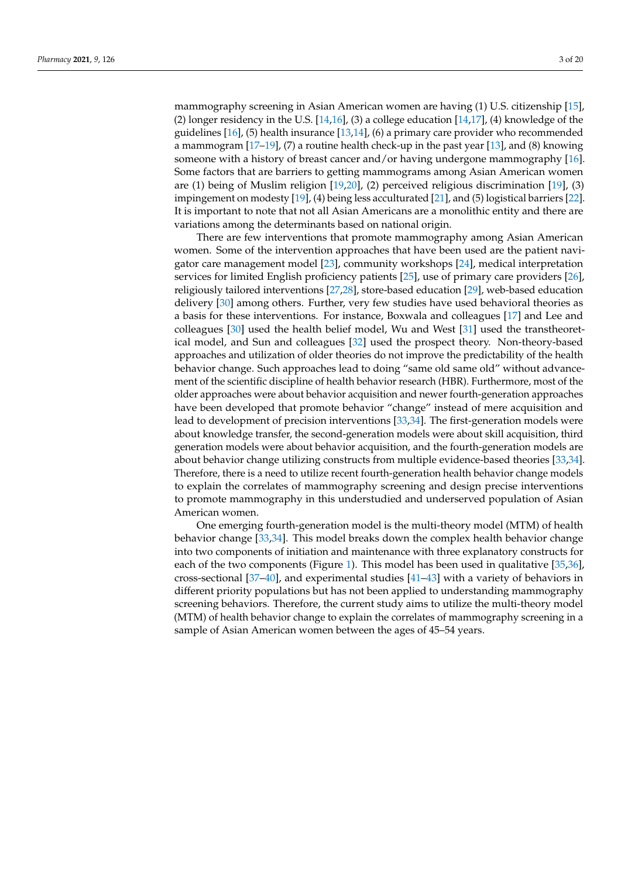mammography screening in Asian American women are having (1) U.S. citizenship [15], (2) longer residency in the U.S. [14,16], (3) a college education [14,17], (4) knowledge of the guidelines [16], (5) health insurance [13,14], (6) a primary care provider who recommended a mammogram [17–19], (7) a routine health check-up in the past year [13], and (8) knowing someone with a history of breast cancer and/or having undergone mammography [16]. Some factors that are barriers to getting mammograms among Asian American women are (1) being of Muslim religion [19,20], (2) perceived religious discrimination [19], (3) impingement on modesty [19], (4) being less acculturated [21], and (5) logistical barriers [22]. It is important to note that not all Asian Americans are a monolithic entity and there are variations among the determinants based on national origin.

There are few interventions that promote mammography among Asian American women. Some of the intervention approaches that have been used are the patient navigator care management model [23], community workshops [24], medical interpretation services for limited English proficiency patients [25], use of primary care providers [26], religiously tailored interventions [27,28], store-based education [29], web-based education delivery [30] among others. Further, very few studies have used behavioral theories as a basis for these interventions. For instance, Boxwala and colleagues [17] and Lee and colleagues [30] used the health belief model, Wu and West [31] used the transtheoretical model, and Sun and colleagues [32] used the prospect theory. Non-theory-based approaches and utilization of older theories do not improve the predictability of the health behavior change. Such approaches lead to doing "same old same old" without advancement of the scientific discipline of health behavior research (HBR). Furthermore, most of the older approaches were about behavior acquisition and newer fourth-generation approaches have been developed that promote behavior "change" instead of mere acquisition and lead to development of precision interventions [33,34]. The first-generation models were about knowledge transfer, the second-generation models were about skill acquisition, third generation models were about behavior acquisition, and the fourth-generation models are about behavior change utilizing constructs from multiple evidence-based theories [33,34]. Therefore, there is a need to utilize recent fourth-generation health behavior change models to explain the correlates of mammography screening and design precise interventions to promote mammography in this understudied and underserved population of Asian American women.

One emerging fourth-generation model is the multi-theory model (MTM) of health behavior change [33,34]. This model breaks down the complex health behavior change into two components of initiation and maintenance with three explanatory constructs for each of the two components (Figure 1). This model has been used in qualitative [35,36], cross-sectional [37–40], and experimental studies [41–43] with a variety of behaviors in different priority populations but has not been applied to understanding mammography screening behaviors. Therefore, the current study aims to utilize the multi-theory model (MTM) of health behavior change to explain the correlates of mammography screening in a sample of Asian American women between the ages of 45–54 years.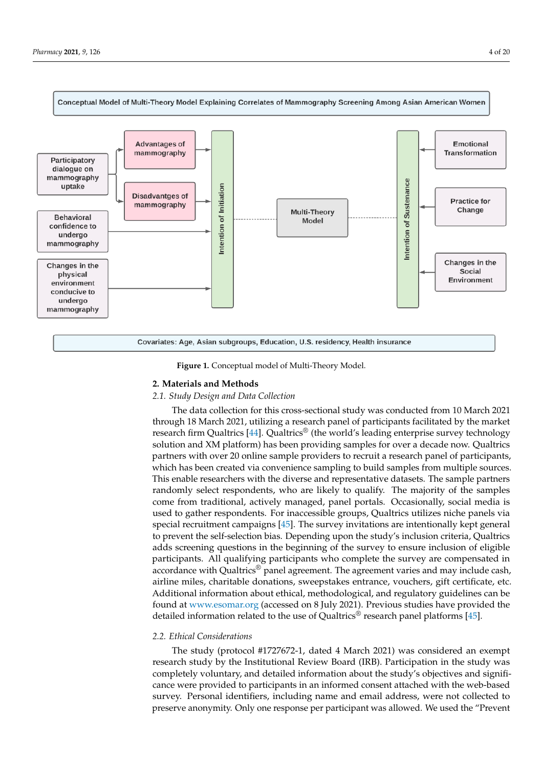Conceptual Model of Multi-Theory Model Explaining Correlates of Mammography Screening Among Asian American Women

Participatory dialogue on mammography uptake

Advantages of mammography

Disadvantges of mammography

Behavioral confidence to undergo mammography

Changes in the physical environment conducive to undergo mammography

Intention of Initiation

Multi-Theory Model

Intention of Sustenance

Emotional Transformation

Practice for Change

Changes in the Social Environment

Covariates: Age, Asian subgroups, Education, U.S. residency, Health insurance

**Figure 1.** Conceptual model of Multi-Theory Model.

## 2. Materials and Methods

### *2.1. Study Design and Data Collection*

The data collection for this cross-sectional study was conducted from 10 March 2021 through 18 March 2021, utilizing a research panel of participants facilitated by the market research firm Qualtrics [44]. Qualtrics® (the world's leading enterprise survey technology solution and XM platform) has been providing samples for over a decade now. Qualtrics partners with over 20 online sample providers to recruit a research panel of participants, which has been created via convenience sampling to build samples from multiple sources. This enable researchers with the diverse and representative datasets. The sample partners randomly select respondents, who are likely to qualify. The majority of the samples come from traditional, actively managed, panel portals. Occasionally, social media is used to gather respondents. For inaccessible groups, Qualtrics utilizes niche panels via special recruitment campaigns [45]. The survey invitations are intentionally kept general to prevent the self-selection bias. Depending upon the study's inclusion criteria, Qualtrics adds screening questions in the beginning of the survey to ensure inclusion of eligible participants. All qualifying participants who complete the survey are compensated in accordance with Qualtrics® panel agreement. The agreement varies and may include cash, airline miles, charitable donations, sweepstakes entrance, vouchers, gift certificate, etc. Additional information about ethical, methodological, and regulatory guidelines can be found at www.esomar.org (accessed on 8 July 2021). Previous studies have provided the detailed information related to the use of Qualtrics® research panel platforms [45].

### *2.2. Ethical Considerations*

The study (protocol #1727672-1, dated 4 March 2021) was considered an exempt research study by the Institutional Review Board (IRB). Participation in the study was completely voluntary, and detailed information about the study's objectives and significance were provided to participants in an informed consent attached with the web-based survey. Personal identifiers, including name and email address, were not collected to preserve anonymity. Only one response per participant was allowed. We used the "Prevent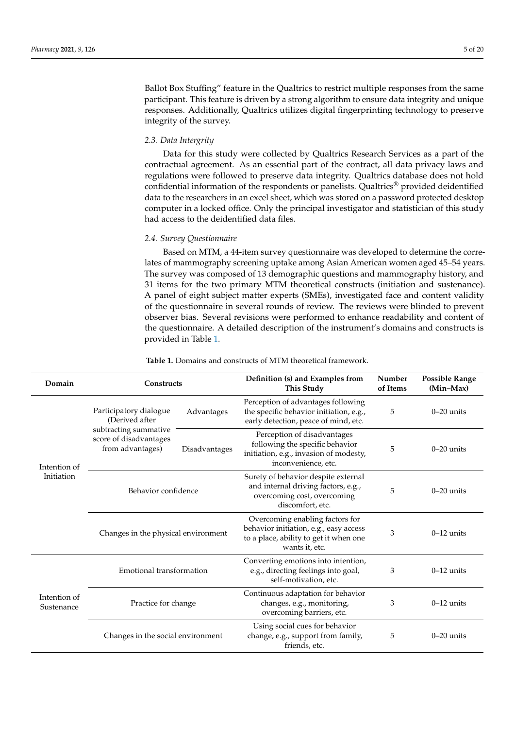Ballot Box Stuffing" feature in the Qualtrics to restrict multiple responses from the same participant. This feature is driven by a strong algorithm to ensure data integrity and unique responses. Additionally, Qualtrics utilizes digital fingerprinting technology to preserve integrity of the survey.

### *2.3. Data Intergrity*

Data for this study were collected by Qualtrics Research Services as a part of the contractual agreement. As an essential part of the contract, all data privacy laws and regulations were followed to preserve data integrity. Qualtrics database does not hold confidential information of the respondents or panelists. Qualtrics® provided deidentified data to the researchers in an excel sheet, which was stored on a password protected desktop computer in a locked office. Only the principal investigator and statistician of this study had access to the deidentified data files.

### *2.4. Survey Questionnaire*

Based on MTM, a 44-item survey questionnaire was developed to determine the correlates of mammography screening uptake among Asian American women aged 45–54 years. The survey was composed of 13 demographic questions and mammography history, and 31 items for the two primary MTM theoretical constructs (initiation and sustenance). A panel of eight subject matter experts (SMEs), investigated face and content validity of the questionnaire in several rounds of review. The reviews were blinded to prevent observer bias. Several revisions were performed to enhance readability and content of the questionnaire. A detailed description of the instrument's domains and constructs is provided in Table 1.

**Table 1.** Domains and constructs of MTM theoretical framework.

| Domain | Constructs | | Definition (s) and Examples from This Study | Number of Items | Possible Range (Min–Max) |
|---|---|---|---|---|---|
| Intention of Initiation | Participatory dialogue (Derived after subtracting summative score of disadvantages from advantages) | Advantages | Perception of advantages following the specific behavior initiation, e.g., early detection, peace of mind, etc. | 5 | 0–20 units |
| | | Disadvantages | Perception of disadvantages following the specific behavior initiation, e.g., invasion of modesty, inconvenience, etc. | 5 | 0–20 units |
| | Behavior confidence | | Surety of behavior despite external and internal driving factors, e.g., overcoming cost, overcoming discomfort, etc. | 5 | 0–20 units |
| | Changes in the physical environment | | Overcoming enabling factors for behavior initiation, e.g., easy access to a place, ability to get it when one wants it, etc. | 3 | 0–12 units |
| Intention of Sustenance | Emotional transformation | | Converting emotions into intention, e.g., directing feelings into goal, self-motivation, etc. | 3 | 0–12 units |
| | Practice for change | | Continuous adaptation for behavior changes, e.g., monitoring, overcoming barriers, etc. | 3 | 0–12 units |
| | Changes in the social environment | | Using social cues for behavior change, e.g., support from family, friends, etc. | 5 | 0–20 units |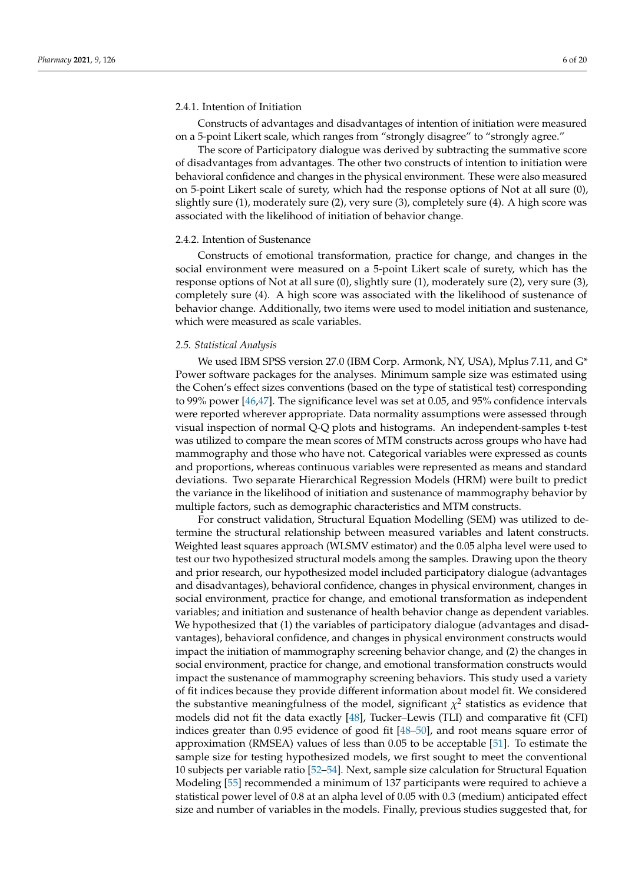#### 2.4.1. Intention of Initiation

Constructs of advantages and disadvantages of intention of initiation were measured on a 5-point Likert scale, which ranges from "strongly disagree" to "strongly agree."

The score of Participatory dialogue was derived by subtracting the summative score of disadvantages from advantages. The other two constructs of intention to initiation were behavioral confidence and changes in the physical environment. These were also measured on 5-point Likert scale of surety, which had the response options of Not at all sure (0), slightly sure (1), moderately sure (2), very sure (3), completely sure (4). A high score was associated with the likelihood of initiation of behavior change.

#### 2.4.2. Intention of Sustenance

Constructs of emotional transformation, practice for change, and changes in the social environment were measured on a 5-point Likert scale of surety, which has the response options of Not at all sure (0), slightly sure (1), moderately sure (2), very sure (3), completely sure (4). A high score was associated with the likelihood of sustenance of behavior change. Additionally, two items were used to model initiation and sustenance, which were measured as scale variables.

### *2.5. Statistical Analysis*

We used IBM SPSS version 27.0 (IBM Corp. Armonk, NY, USA), Mplus 7.11, and G* Power software packages for the analyses. Minimum sample size was estimated using the Cohen's effect sizes conventions (based on the type of statistical test) corresponding to 99% power [46,47]. The significance level was set at 0.05, and 95% confidence intervals were reported wherever appropriate. Data normality assumptions were assessed through visual inspection of normal Q-Q plots and histograms. An independent-samples t-test was utilized to compare the mean scores of MTM constructs across groups who have had mammography and those who have not. Categorical variables were expressed as counts and proportions, whereas continuous variables were represented as means and standard deviations. Two separate Hierarchical Regression Models (HRM) were built to predict the variance in the likelihood of initiation and sustenance of mammography behavior by multiple factors, such as demographic characteristics and MTM constructs.

For construct validation, Structural Equation Modelling (SEM) was utilized to determine the structural relationship between measured variables and latent constructs. Weighted least squares approach (WLSMV estimator) and the 0.05 alpha level were used to test our two hypothesized structural models among the samples. Drawing upon the theory and prior research, our hypothesized model included participatory dialogue (advantages and disadvantages), behavioral confidence, changes in physical environment, changes in social environment, practice for change, and emotional transformation as independent variables; and initiation and sustenance of health behavior change as dependent variables. We hypothesized that (1) the variables of participatory dialogue (advantages and disadvantages), behavioral confidence, and changes in physical environment constructs would impact the initiation of mammography screening behavior change, and (2) the changes in social environment, practice for change, and emotional transformation constructs would impact the sustenance of mammography screening behaviors. This study used a variety of fit indices because they provide different information about model fit. We considered the substantive meaningfulness of the model, significant $\chi^2$ statistics as evidence that models did not fit the data exactly [48], Tucker–Lewis (TLI) and comparative fit (CFI) indices greater than 0.95 evidence of good fit [48–50], and root means square error of approximation (RMSEA) values of less than 0.05 to be acceptable [51]. To estimate the sample size for testing hypothesized models, we first sought to meet the conventional 10 subjects per variable ratio [52–54]. Next, sample size calculation for Structural Equation Modeling [55] recommended a minimum of 137 participants were required to achieve a statistical power level of 0.8 at an alpha level of 0.05 with 0.3 (medium) anticipated effect size and number of variables in the models. Finally, previous studies suggested that, for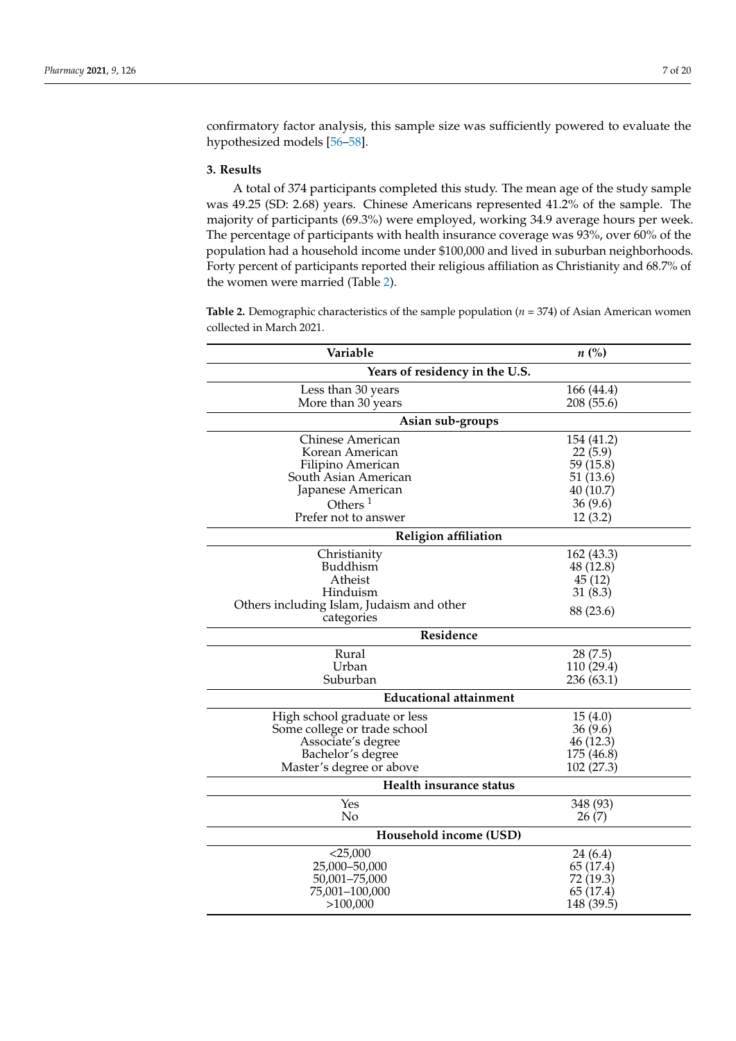confirmatory factor analysis, this sample size was sufficiently powered to evaluate the hypothesized models [56–58].

## 3. Results

A total of 374 participants completed this study. The mean age of the study sample was 49.25 (SD: 2.68) years. Chinese Americans represented 41.2% of the sample. The majority of participants (69.3%) were employed, working 34.9 average hours per week. The percentage of participants with health insurance coverage was 93%, over 60% of the population had a household income under $100,000 and lived in suburban neighborhoods. Forty percent of participants reported their religious affiliation as Christianity and 68.7% of the women were married (Table 2).

**Table 2.** Demographic characteristics of the sample population ($n$ = 374) of Asian American women collected in March 2021.

| Variable | *n* (%) |
|---|---|
| **Years of residency in the U.S.** | |
| Less than 30 years | 166 (44.4) |
| More than 30 years | 208 (55.6) |
| **Asian sub-groups** | |
| Chinese American | 154 (41.2) |
| Korean American | 22 (5.9) |
| Filipino American | 59 (15.8) |
| South Asian American | 51 (13.6) |
| Japanese American | 40 (10.7) |
| Others [1] | 36 (9.6) |
| Prefer not to answer | 12 (3.2) |
| **Religion affiliation** | |
| Christianity | 162 (43.3) |
| Buddhism | 48 (12.8) |
| Atheist | 45 (12) |
| Hinduism | 31 (8.3) |
| Others including Islam, Judaism and other categories | 88 (23.6) |
| **Residence** | |
| Rural | 28 (7.5) |
| Urban | 110 (29.4) |
| Suburban | 236 (63.1) |
| **Educational attainment** | |
| High school graduate or less | 15 (4.0) |
| Some college or trade school | 36 (9.6) |
| Associate's degree | 46 (12.3) |
| Bachelor's degree | 175 (46.8) |
| Master's degree or above | 102 (27.3) |
| **Health insurance status** | |
| Yes | 348 (93) |
| No | 26 (7) |
| **Household income (USD)** | |
| <25,000 | 24 (6.4) |
| 25,000–50,000 | 65 (17.4) |
| 50,001–75,000 | 72 (19.3) |
| 75,001–100,000 | 65 (17.4) |
| >100,000 | 148 (39.5) |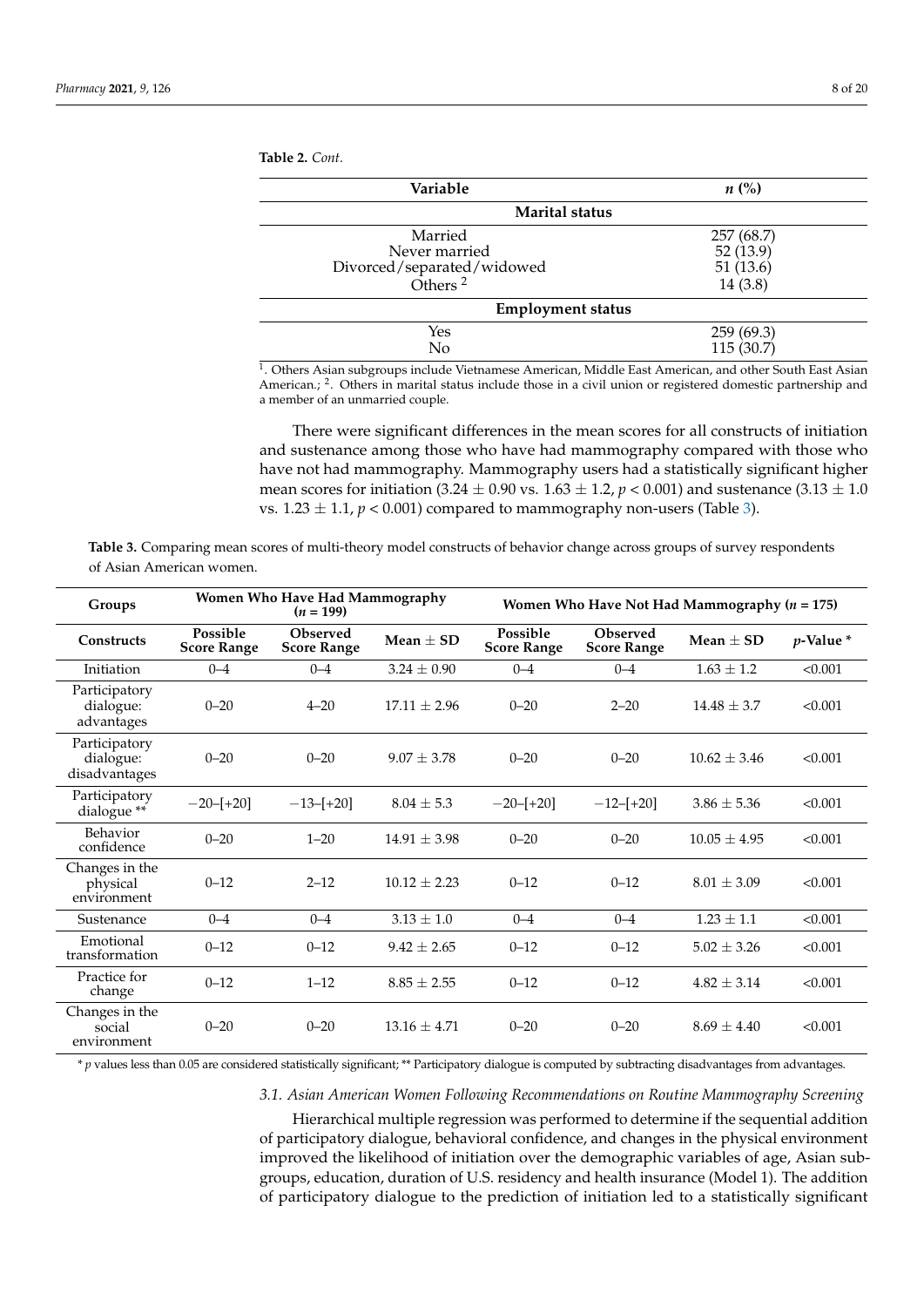**Table 2.** *Cont.*

| Variable | *n* (%) |
|---|---|
| **Marital status** | |
| Married | 257 (68.7) |
| Never married | 52 (13.9) |
| Divorced/separated/widowed | 51 (13.6) |
| Others [2] | 14 (3.8) |
| **Employment status** | |
| Yes | 259 (69.3) |
| No | 115 (30.7) |

[1]. Others Asian subgroups include Vietnamese American, Middle East American, and other South East Asian American.; [2]. Others in marital status include those in a civil union or registered domestic partnership and a member of an unmarried couple.

There were significant differences in the mean scores for all constructs of initiation and sustenance among those who have had mammography compared with those who have not had mammography. Mammography users had a statistically significant higher mean scores for initiation (3.24 ± 0.90 vs. 1.63 ± 1.2, $p < 0.001$) and sustenance (3.13 ± 1.0 vs. 1.23 ± 1.1, $p < 0.001$) compared to mammography non-users (Table 3).

**Table 3.** Comparing mean scores of multi-theory model constructs of behavior change across groups of survey respondents of Asian American women.

| Groups | Women Who Have Had Mammography ($n = 199$) | | | Women Who Have Not Had Mammography ($n = 175$) | | | |
|---|---|---|---|---|---|---|---|
| **Constructs** | **Possible Score Range** | **Observed Score Range** | **Mean ± SD** | **Possible Score Range** | **Observed Score Range** | **Mean ± SD** | ***p*-Value \*** |
| Initiation | 0–4 | 0–4 | 3.24 ± 0.90 | 0–4 | 0–4 | 1.63 ± 1.2 | <0.001 |
| Participatory dialogue: advantages | 0–20 | 4–20 | 17.11 ± 2.96 | 0–20 | 2–20 | 14.48 ± 3.7 | <0.001 |
| Participatory dialogue: disadvantages | 0–20 | 0–20 | 9.07 ± 3.78 | 0–20 | 0–20 | 10.62 ± 3.46 | <0.001 |
| Participatory dialogue \*\* | −20–[+20] | −13–[+20] | 8.04 ± 5.3 | −20–[+20] | −12–[+20] | 3.86 ± 5.36 | <0.001 |
| Behavior confidence | 0–20 | 1–20 | 14.91 ± 3.98 | 0–20 | 0–20 | 10.05 ± 4.95 | <0.001 |
| Changes in the physical environment | 0–12 | 2–12 | 10.12 ± 2.23 | 0–12 | 0–12 | 8.01 ± 3.09 | <0.001 |
| Sustenance | 0–4 | 0–4 | 3.13 ± 1.0 | 0–4 | 0–4 | 1.23 ± 1.1 | <0.001 |
| Emotional transformation | 0–12 | 0–12 | 9.42 ± 2.65 | 0–12 | 0–12 | 5.02 ± 3.26 | <0.001 |
| Practice for change | 0–12 | 1–12 | 8.85 ± 2.55 | 0–12 | 0–12 | 4.82 ± 3.14 | <0.001 |
| Changes in the social environment | 0–20 | 0–20 | 13.16 ± 4.71 | 0–20 | 0–20 | 8.69 ± 4.40 | <0.001 |

\* *p* values less than 0.05 are considered statistically significant; \*\* Participatory dialogue is computed by subtracting disadvantages from advantages.

### *3.1. Asian American Women Following Recommendations on Routine Mammography Screening*

Hierarchical multiple regression was performed to determine if the sequential addition of participatory dialogue, behavioral confidence, and changes in the physical environment improved the likelihood of initiation over the demographic variables of age, Asian subgroups, education, duration of U.S. residency and health insurance (Model 1). The addition of participatory dialogue to the prediction of initiation led to a statistically significant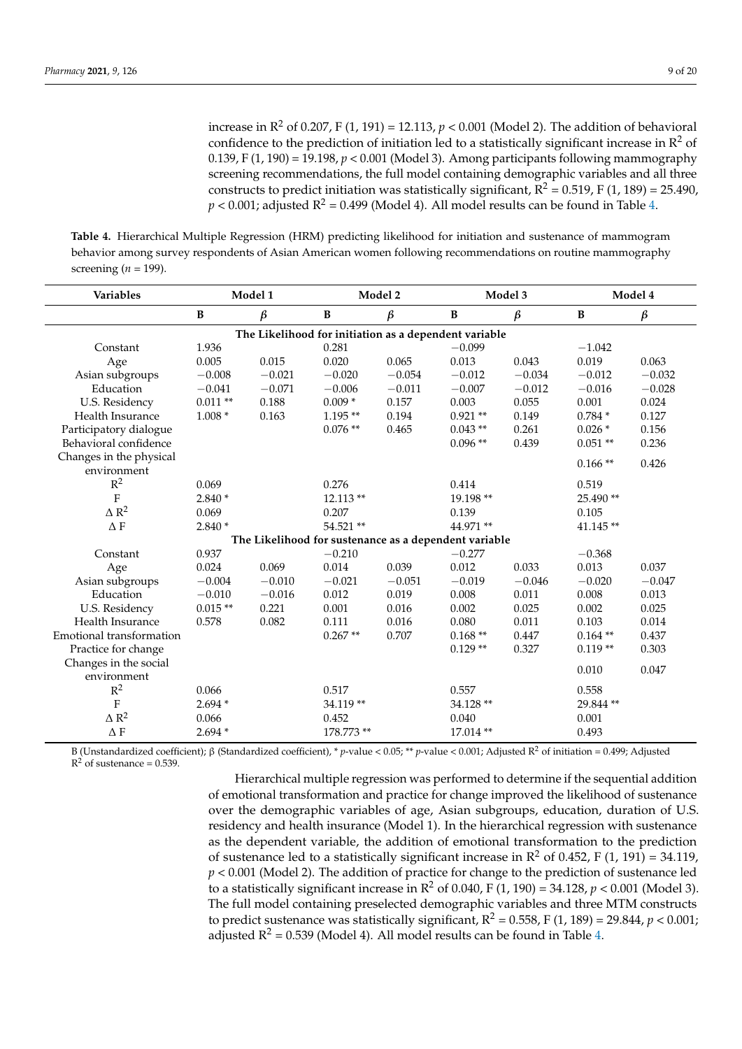increase in $R^2$ of 0.207, $F(1, 191) = 12.113$, $p < 0.001$ (Model 2). The addition of behavioral confidence to the prediction of initiation led to a statistically significant increase in $R^2$ of 0.139, $F(1, 190) = 19.198$, $p < 0.001$ (Model 3). Among participants following mammography screening recommendations, the full model containing demographic variables and all three constructs to predict initiation was statistically significant, $R^2 = 0.519$, $F(1, 189) = 25.490$, $p < 0.001$; adjusted $R^2 = 0.499$ (Model 4). All model results can be found in Table 4.

**Table 4.** Hierarchical Multiple Regression (HRM) predicting likelihood for initiation and sustenance of mammogram behavior among survey respondents of Asian American women following recommendations on routine mammography screening ($n = 199$).

| Variables | Model 1 | | Model 2 | | Model 3 | | Model 4 | |
|---|---|---|---|---|---|---|---|---|
| | B | β | B | β | B | β | B | β |
| **The Likelihood for initiation as a dependent variable** | | | | | | | | |
| Constant | 1.936 | | 0.281 | | −0.099 | | −1.042 | |
| Age | 0.005 | 0.015 | 0.020 | 0.065 | 0.013 | 0.043 | 0.019 | 0.063 |
| Asian subgroups | −0.008 | −0.021 | −0.020 | −0.054 | −0.012 | −0.034 | −0.012 | −0.032 |
| Education | −0.041 | −0.071 | −0.006 | −0.011 | −0.007 | −0.012 | −0.016 | −0.028 |
| U.S. Residency | 0.011 ** | 0.188 | 0.009 * | 0.157 | 0.003 | 0.055 | 0.001 | 0.024 |
| Health Insurance | 1.008 * | 0.163 | 1.195 ** | 0.194 | 0.921 ** | 0.149 | 0.784 * | 0.127 |
| Participatory dialogue | | | 0.076 ** | 0.465 | 0.043 ** | 0.261 | 0.026 * | 0.156 |
| Behavioral confidence | | | | | 0.096 ** | 0.439 | 0.051 ** | 0.236 |
| Changes in the physical environment | | | | | | | 0.166 ** | 0.426 |
| $R^2$ | 0.069 | | 0.276 | | 0.414 | | 0.519 | |
| F | 2.840 * | | 12.113 ** | | 19.198 ** | | 25.490 ** | |
| $\Delta R^2$ | 0.069 | | 0.207 | | 0.139 | | 0.105 | |
| $\Delta F$ | 2.840 * | | 54.521 ** | | 44.971 ** | | 41.145 ** | |
| **The Likelihood for sustenance as a dependent variable** | | | | | | | | |
| Constant | 0.937 | | −0.210 | | −0.277 | | −0.368 | |
| Age | 0.024 | 0.069 | 0.014 | 0.039 | 0.012 | 0.033 | 0.013 | 0.037 |
| Asian subgroups | −0.004 | −0.010 | −0.021 | −0.051 | −0.019 | −0.046 | −0.020 | −0.047 |
| Education | −0.010 | −0.016 | 0.012 | 0.019 | 0.008 | 0.011 | 0.008 | 0.013 |
| U.S. Residency | 0.015 ** | 0.221 | 0.001 | 0.016 | 0.002 | 0.025 | 0.002 | 0.025 |
| Health Insurance | 0.578 | 0.082 | 0.111 | 0.016 | 0.080 | 0.011 | 0.103 | 0.014 |
| Emotional transformation | | | 0.267 ** | 0.707 | 0.168 ** | 0.447 | 0.164 ** | 0.437 |
| Practice for change | | | | | 0.129 ** | 0.327 | 0.119 ** | 0.303 |
| Changes in the social environment | | | | | | | 0.010 | 0.047 |
| $R^2$ | 0.066 | | 0.517 | | 0.557 | | 0.558 | |
| F | 2.694 * | | 34.119 ** | | 34.128 ** | | 29.844 ** | |
| $\Delta R^2$ | 0.066 | | 0.452 | | 0.040 | | 0.001 | |
| $\Delta F$ | 2.694 * | | 178.773 ** | | 17.014 ** | | 0.493 | |

B (Unstandardized coefficient); β (Standardized coefficient), * $p$-value < 0.05; ** $p$-value < 0.001; Adjusted $R^2$ of initiation = 0.499; Adjusted $R^2$ of sustenance = 0.539.

Hierarchical multiple regression was performed to determine if the sequential addition of emotional transformation and practice for change improved the likelihood of sustenance over the demographic variables of age, Asian subgroups, education, duration of U.S. residency and health insurance (Model 1). In the hierarchical regression with sustenance as the dependent variable, the addition of emotional transformation to the prediction of sustenance led to a statistically significant increase in $R^2$ of 0.452, $F(1, 191) = 34.119$, $p < 0.001$ (Model 2). The addition of practice for change to the prediction of sustenance led to a statistically significant increase in $R^2$ of 0.040, $F(1, 190) = 34.128$, $p < 0.001$ (Model 3). The full model containing preselected demographic variables and three MTM constructs to predict sustenance was statistically significant, $R^2 = 0.558$, $F(1, 189) = 29.844$, $p < 0.001$; adjusted $R^2 = 0.539$ (Model 4). All model results can be found in Table 4.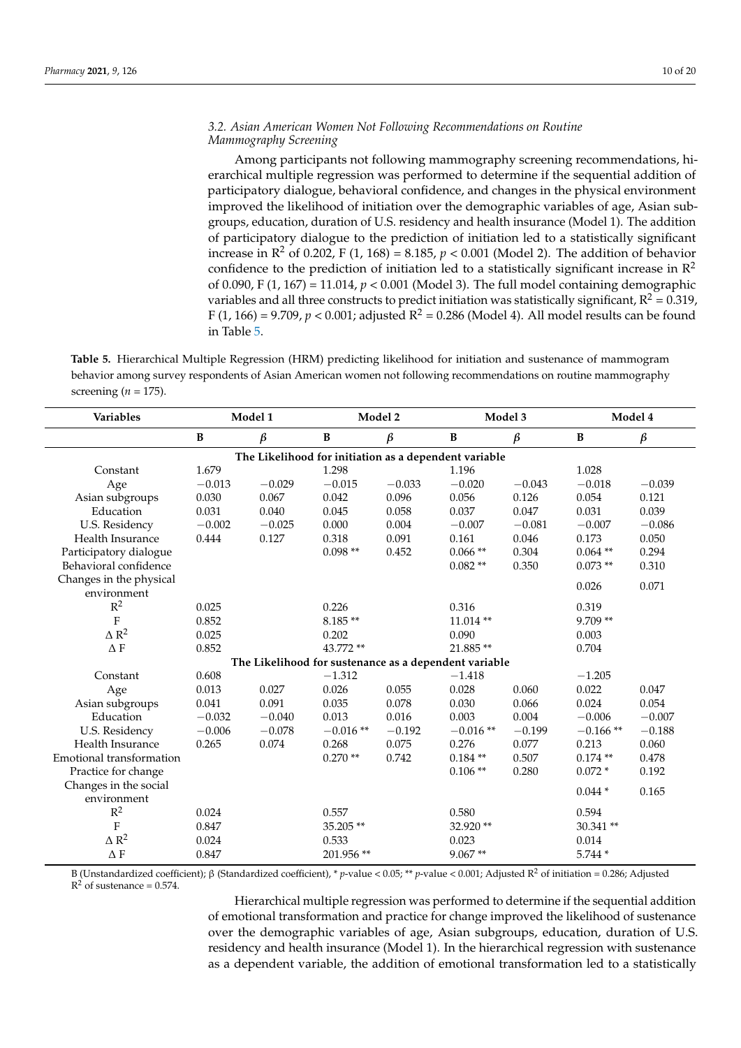### 3.2. Asian American Women Not Following Recommendations on Routine Mammography Screening

Among participants not following mammography screening recommendations, hierarchical multiple regression was performed to determine if the sequential addition of participatory dialogue, behavioral confidence, and changes in the physical environment improved the likelihood of initiation over the demographic variables of age, Asian subgroups, education, duration of U.S. residency and health insurance (Model 1). The addition of participatory dialogue to the prediction of initiation led to a statistically significant increase in $R^2$ of 0.202, $F (1, 168) = 8.185$, $p < 0.001$ (Model 2). The addition of behavior confidence to the prediction of initiation led to a statistically significant increase in $R^2$ of 0.090, $F (1, 167) = 11.014$, $p < 0.001$ (Model 3). The full model containing demographic variables and all three constructs to predict initiation was statistically significant, $R^2 = 0.319$, $F (1, 166) = 9.709$, $p < 0.001$; adjusted $R^2 = 0.286$ (Model 4). All model results can be found in Table 5.

**Table 5.** Hierarchical Multiple Regression (HRM) predicting likelihood for initiation and sustenance of mammogram behavior among survey respondents of Asian American women not following recommendations on routine mammography screening ($n = 175$).

| Variables | Model 1 | | Model 2 | | Model 3 | | Model 4 | |
|---|---|---|---|---|---|---|---|---|
| | B | β | B | β | B | β | B | β |
| **The Likelihood for initiation as a dependent variable** | | | | | | | | |
| Constant | 1.679 | | 1.298 | | 1.196 | | 1.028 | |
| Age | −0.013 | −0.029 | −0.015 | −0.033 | −0.020 | −0.043 | −0.018 | −0.039 |
| Asian subgroups | 0.030 | 0.067 | 0.042 | 0.096 | 0.056 | 0.126 | 0.054 | 0.121 |
| Education | 0.031 | 0.040 | 0.045 | 0.058 | 0.037 | 0.047 | 0.031 | 0.039 |
| U.S. Residency | −0.002 | −0.025 | 0.000 | 0.004 | −0.007 | −0.081 | −0.007 | −0.086 |
| Health Insurance | 0.444 | 0.127 | 0.318 | 0.091 | 0.161 | 0.046 | 0.173 | 0.050 |
| Participatory dialogue | | | 0.098 ** | 0.452 | 0.066 ** | 0.304 | 0.064 ** | 0.294 |
| Behavioral confidence | | | | | 0.082 ** | 0.350 | 0.073 ** | 0.310 |
| Changes in the physical environment | | | | | | | 0.026 | 0.071 |
| $R^2$ | 0.025 | | 0.226 | | 0.316 | | 0.319 | |
| F | 0.852 | | 8.185 ** | | 11.014 ** | | 9.709 ** | |
| $\Delta R^2$ | 0.025 | | 0.202 | | 0.090 | | 0.003 | |
| $\Delta F$ | 0.852 | | 43.772 ** | | 21.885 ** | | 0.704 | |
| **The Likelihood for sustenance as a dependent variable** | | | | | | | | |
| Constant | 0.608 | | −1.312 | | −1.418 | | −1.205 | |
| Age | 0.013 | 0.027 | 0.026 | 0.055 | 0.028 | 0.060 | 0.022 | 0.047 |
| Asian subgroups | 0.041 | 0.091 | 0.035 | 0.078 | 0.030 | 0.066 | 0.024 | 0.054 |
| Education | −0.032 | −0.040 | 0.013 | 0.016 | 0.003 | 0.004 | −0.006 | −0.007 |
| U.S. Residency | −0.006 | −0.078 | −0.016 ** | −0.192 | −0.016 ** | −0.199 | −0.166 ** | −0.188 |
| Health Insurance | 0.265 | 0.074 | 0.268 | 0.075 | 0.276 | 0.077 | 0.213 | 0.060 |
| Emotional transformation | | | 0.270 ** | 0.742 | 0.184 ** | 0.507 | 0.174 ** | 0.478 |
| Practice for change | | | | | 0.106 ** | 0.280 | 0.072 * | 0.192 |
| Changes in the social environment | | | | | | | 0.044 * | 0.165 |
| $R^2$ | 0.024 | | 0.557 | | 0.580 | | 0.594 | |
| F | 0.847 | | 35.205 ** | | 32.920 ** | | 30.341 ** | |
| $\Delta R^2$ | 0.024 | | 0.533 | | 0.023 | | 0.014 | |
| $\Delta F$ | 0.847 | | 201.956 ** | | 9.067 ** | | 5.744 * | |

B (Unstandardized coefficient); β (Standardized coefficient), * $p$-value < 0.05; ** $p$-value < 0.001; Adjusted $R^2$ of initiation = 0.286; Adjusted $R^2$ of sustenance = 0.574.

Hierarchical multiple regression was performed to determine if the sequential addition of emotional transformation and practice for change improved the likelihood of sustenance over the demographic variables of age, Asian subgroups, education, duration of U.S. residency and health insurance (Model 1). In the hierarchical regression with sustenance as a dependent variable, the addition of emotional transformation led to a statistically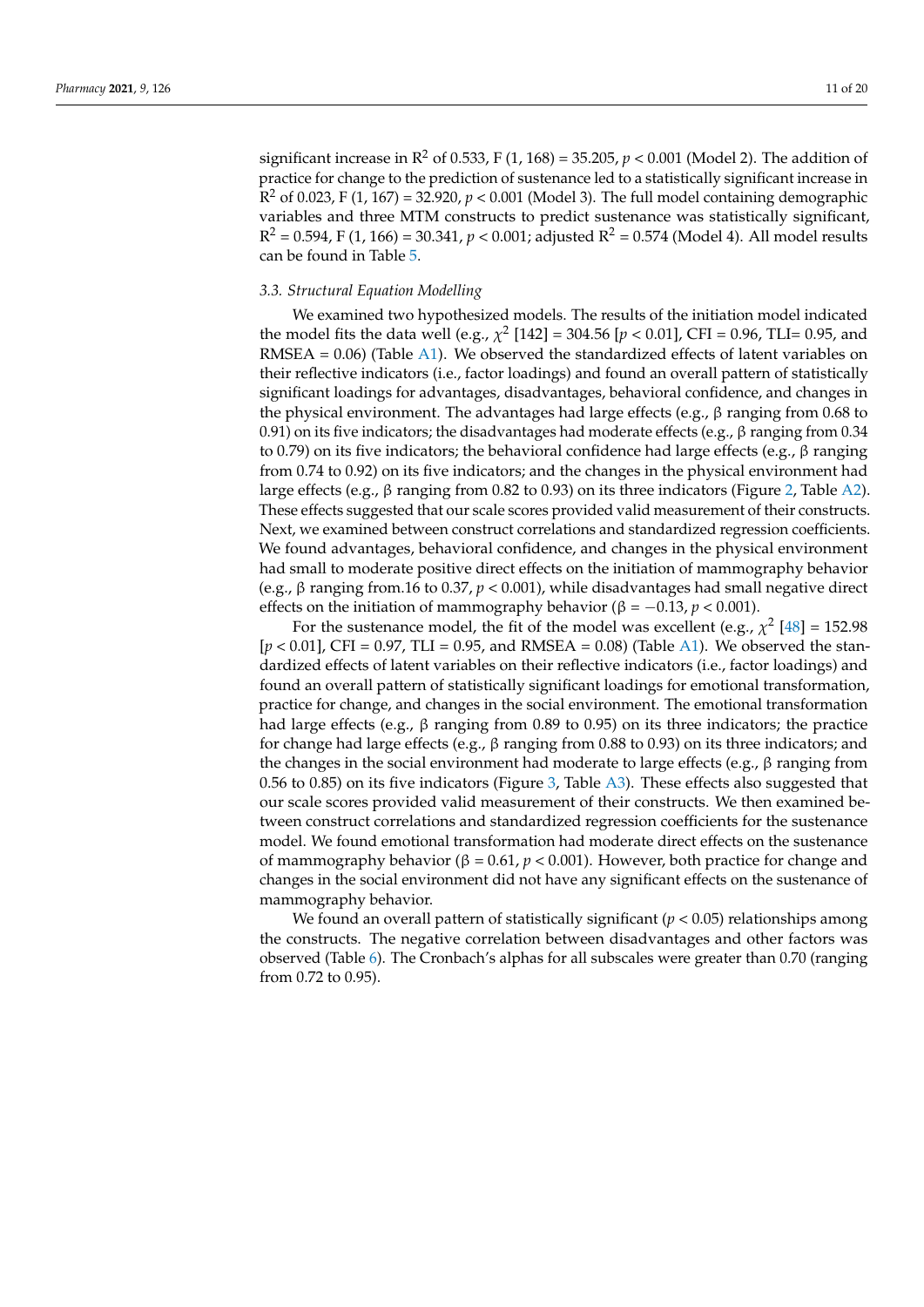significant increase in $R^2$ of 0.533, $F(1, 168) = 35.205$, $p < 0.001$ (Model 2). The addition of practice for change to the prediction of sustenance led to a statistically significant increase in $R^2$ of 0.023, $F(1, 167) = 32.920$, $p < 0.001$ (Model 3). The full model containing demographic variables and three MTM constructs to predict sustenance was statistically significant, $R^2 = 0.594$, $F(1, 166) = 30.341$, $p < 0.001$; adjusted $R^2 = 0.574$ (Model 4). All model results can be found in Table 5.

### *3.3. Structural Equation Modelling*

We examined two hypothesized models. The results of the initiation model indicated the model fits the data well (e.g., $\chi^2$ [142] = 304.56 [$p < 0.01$], CFI = 0.96, TLI= 0.95, and RMSEA = 0.06) (Table A1). We observed the standardized effects of latent variables on their reflective indicators (i.e., factor loadings) and found an overall pattern of statistically significant loadings for advantages, disadvantages, behavioral confidence, and changes in the physical environment. The advantages had large effects (e.g., β ranging from 0.68 to 0.91) on its five indicators; the disadvantages had moderate effects (e.g., β ranging from 0.34 to 0.79) on its five indicators; the behavioral confidence had large effects (e.g., β ranging from 0.74 to 0.92) on its five indicators; and the changes in the physical environment had large effects (e.g., β ranging from 0.82 to 0.93) on its three indicators (Figure 2, Table A2). These effects suggested that our scale scores provided valid measurement of their constructs. Next, we examined between construct correlations and standardized regression coefficients. We found advantages, behavioral confidence, and changes in the physical environment had small to moderate positive direct effects on the initiation of mammography behavior (e.g., β ranging from.16 to 0.37, $p < 0.001$), while disadvantages had small negative direct effects on the initiation of mammography behavior (β = −0.13, $p < 0.001$).

For the sustenance model, the fit of the model was excellent (e.g., $\chi^2$ [48] = 152.98 [$p < 0.01$], CFI = 0.97, TLI = 0.95, and RMSEA = 0.08) (Table A1). We observed the standardized effects of latent variables on their reflective indicators (i.e., factor loadings) and found an overall pattern of statistically significant loadings for emotional transformation, practice for change, and changes in the social environment. The emotional transformation had large effects (e.g., β ranging from 0.89 to 0.95) on its three indicators; the practice for change had large effects (e.g., β ranging from 0.88 to 0.93) on its three indicators; and the changes in the social environment had moderate to large effects (e.g., β ranging from 0.56 to 0.85) on its five indicators (Figure 3, Table A3). These effects also suggested that our scale scores provided valid measurement of their constructs. We then examined between construct correlations and standardized regression coefficients for the sustenance model. We found emotional transformation had moderate direct effects on the sustenance of mammography behavior (β = 0.61, $p < 0.001$). However, both practice for change and changes in the social environment did not have any significant effects on the sustenance of mammography behavior.

We found an overall pattern of statistically significant ($p < 0.05$) relationships among the constructs. The negative correlation between disadvantages and other factors was observed (Table 6). The Cronbach's alphas for all subscales were greater than 0.70 (ranging from 0.72 to 0.95).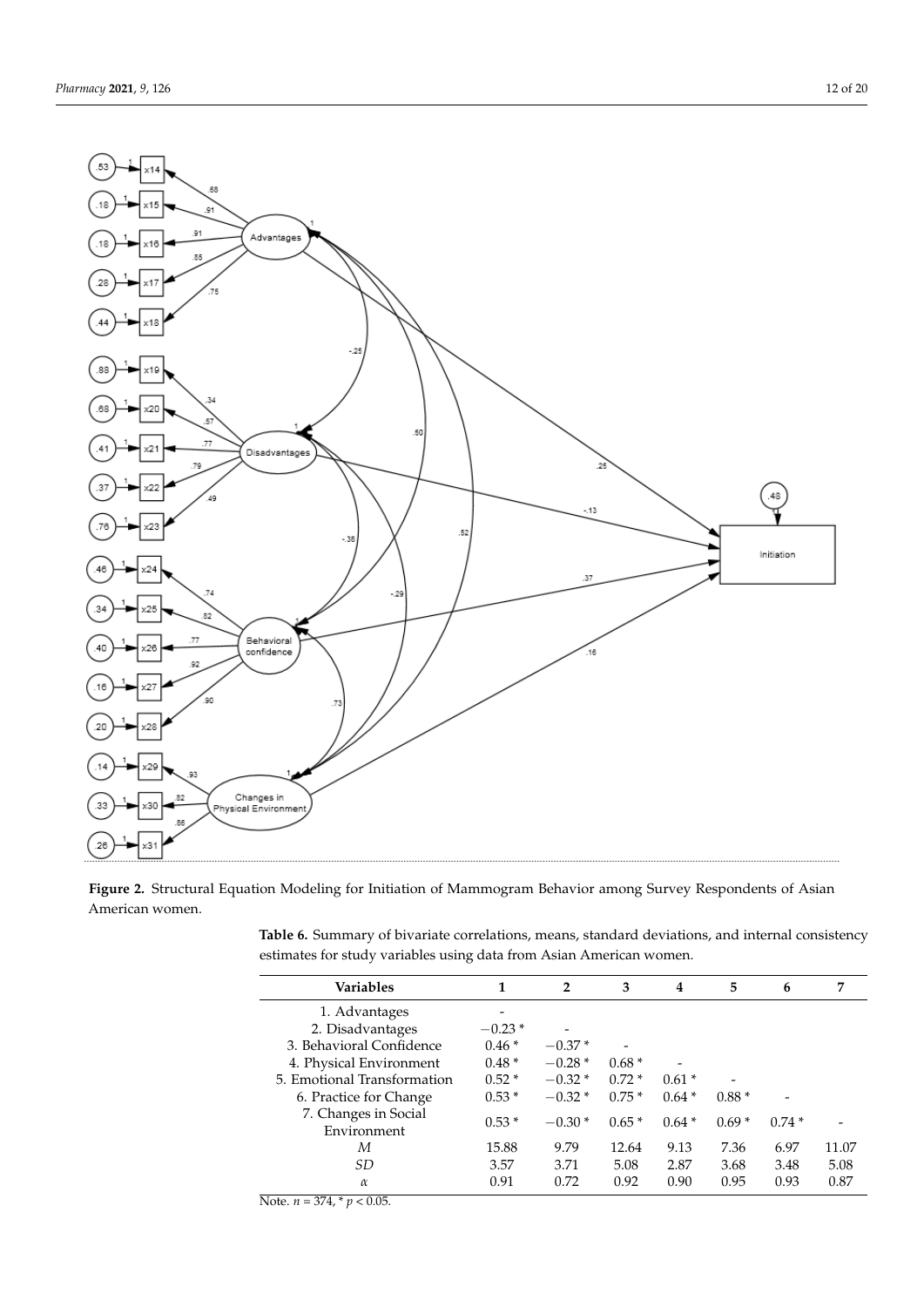**Figure 2.** Structural Equation Modeling for Initiation of Mammogram Behavior among Survey Respondents of Asian American women.

**Table 6.** Summary of bivariate correlations, means, standard deviations, and internal consistency estimates for study variables using data from Asian American women.

| Variables | 1 | 2 | 3 | 4 | 5 | 6 | 7 |
|---|---|---|---|---|---|---|---|
| 1. Advantages | - | | | | | | |
| 2. Disadvantages | −0.23 * | - | | | | | |
| 3. Behavioral Confidence | 0.46 * | −0.37 * | - | | | | |
| 4. Physical Environment | 0.48 * | −0.28 * | 0.68 * | - | | | |
| 5. Emotional Transformation | 0.52 * | −0.32 * | 0.72 * | 0.61 * | - | | |
| 6. Practice for Change | 0.53 * | −0.32 * | 0.75 * | 0.64 * | 0.88 * | - | |
| 7. Changes in Social Environment | 0.53 * | −0.30 * | 0.65 * | 0.64 * | 0.69 * | 0.74 * | - |
| *M* | 15.88 | 9.79 | 12.64 | 9.13 | 7.36 | 6.97 | 11.07 |
| *SD* | 3.57 | 3.71 | 5.08 | 2.87 | 3.68 | 3.48 | 5.08 |
| $\alpha$ | 0.91 | 0.72 | 0.92 | 0.90 | 0.95 | 0.93 | 0.87 |

Note. $n = 374$, * $p < 0.05$.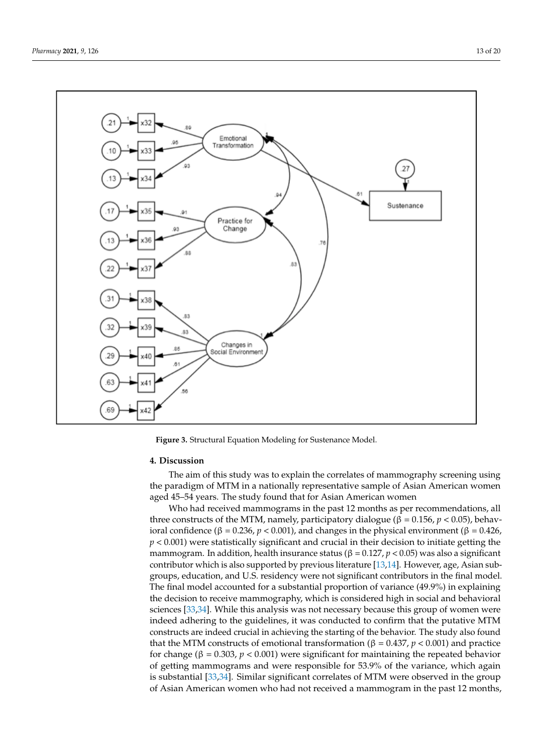Figure 3. Structural Equation Modeling for Sustenance Model.

## 4. Discussion

The aim of this study was to explain the correlates of mammography screening using the paradigm of MTM in a nationally representative sample of Asian American women aged 45–54 years. The study found that for Asian American women

Who had received mammograms in the past 12 months as per recommendations, all three constructs of the MTM, namely, participatory dialogue (β = 0.156, $p < 0.05$), behavioral confidence (β = 0.236, $p < 0.001$), and changes in the physical environment (β = 0.426, $p < 0.001$) were statistically significant and crucial in their decision to initiate getting the mammogram. In addition, health insurance status (β = 0.127, $p < 0.05$) was also a significant contributor which is also supported by previous literature [13,14]. However, age, Asian subgroups, education, and U.S. residency were not significant contributors in the final model. The final model accounted for a substantial proportion of variance (49.9%) in explaining the decision to receive mammography, which is considered high in social and behavioral sciences [33,34]. While this analysis was not necessary because this group of women were indeed adhering to the guidelines, it was conducted to confirm that the putative MTM constructs are indeed crucial in achieving the starting of the behavior. The study also found that the MTM constructs of emotional transformation (β = 0.437, $p < 0.001$) and practice for change (β = 0.303, $p < 0.001$) were significant for maintaining the repeated behavior of getting mammograms and were responsible for 53.9% of the variance, which again is substantial [33,34]. Similar significant correlates of MTM were observed in the group of Asian American women who had not received a mammogram in the past 12 months,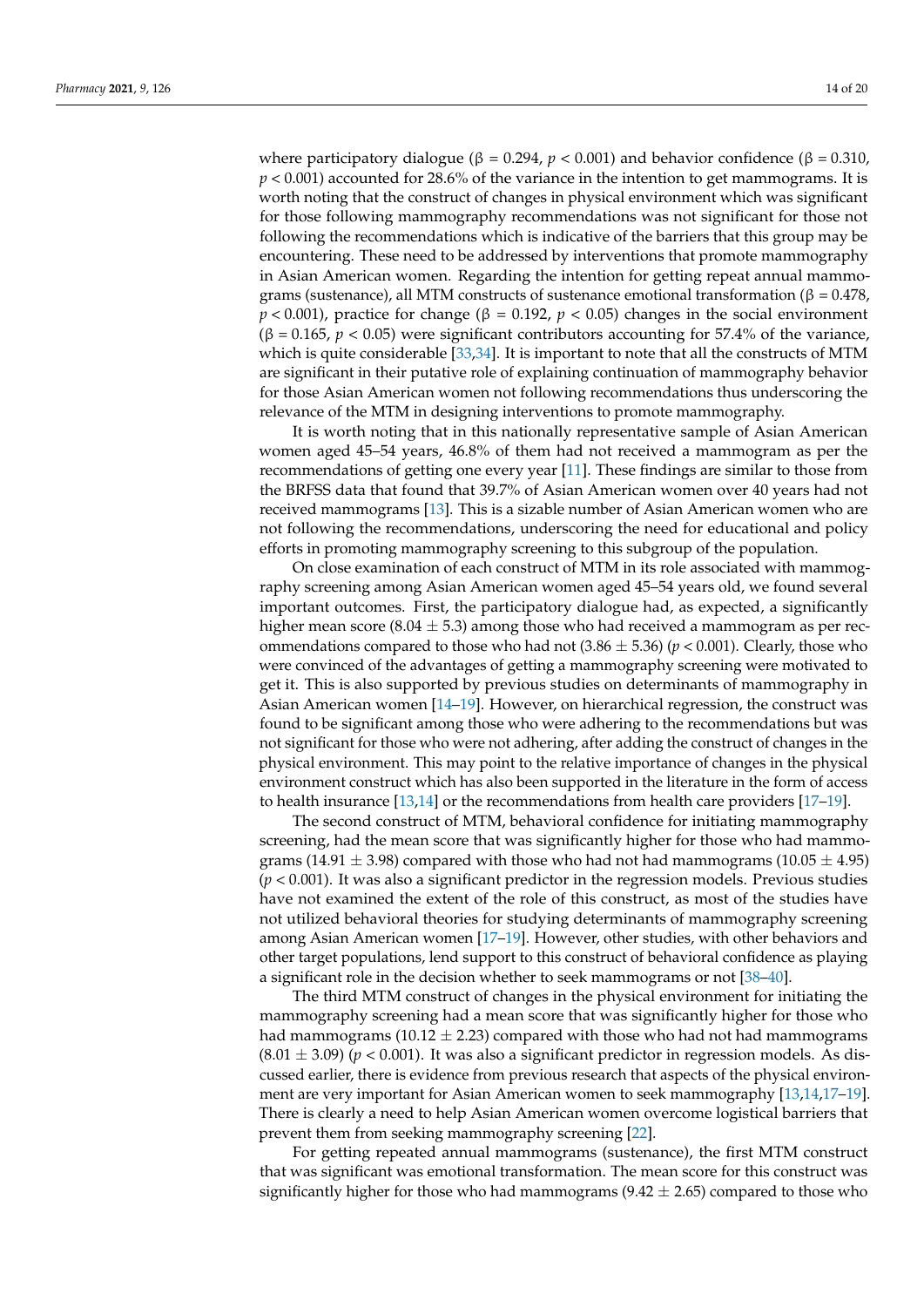where participatory dialogue (β = 0.294, $p < 0.001$) and behavior confidence (β = 0.310, $p < 0.001$) accounted for 28.6% of the variance in the intention to get mammograms. It is worth noting that the construct of changes in physical environment which was significant for those following mammography recommendations was not significant for those not following the recommendations which is indicative of the barriers that this group may be encountering. These need to be addressed by interventions that promote mammography in Asian American women. Regarding the intention for getting repeat annual mammograms (sustenance), all MTM constructs of sustenance emotional transformation (β = 0.478, $p < 0.001$), practice for change (β = 0.192, $p < 0.05$) changes in the social environment (β = 0.165, $p < 0.05$) were significant contributors accounting for 57.4% of the variance, which is quite considerable [33,34]. It is important to note that all the constructs of MTM are significant in their putative role of explaining continuation of mammography behavior for those Asian American women not following recommendations thus underscoring the relevance of the MTM in designing interventions to promote mammography.

It is worth noting that in this nationally representative sample of Asian American women aged 45–54 years, 46.8% of them had not received a mammogram as per the recommendations of getting one every year [11]. These findings are similar to those from the BRFSS data that found that 39.7% of Asian American women over 40 years had not received mammograms [13]. This is a sizable number of Asian American women who are not following the recommendations, underscoring the need for educational and policy efforts in promoting mammography screening to this subgroup of the population.

On close examination of each construct of MTM in its role associated with mammography screening among Asian American women aged 45–54 years old, we found several important outcomes. First, the participatory dialogue had, as expected, a significantly higher mean score (8.04 ± 5.3) among those who had received a mammogram as per recommendations compared to those who had not (3.86 ± 5.36) ($p < 0.001$). Clearly, those who were convinced of the advantages of getting a mammography screening were motivated to get it. This is also supported by previous studies on determinants of mammography in Asian American women [14–19]. However, on hierarchical regression, the construct was found to be significant among those who were adhering to the recommendations but was not significant for those who were not adhering, after adding the construct of changes in the physical environment. This may point to the relative importance of changes in the physical environment construct which has also been supported in the literature in the form of access to health insurance [13,14] or the recommendations from health care providers [17–19].

The second construct of MTM, behavioral confidence for initiating mammography screening, had the mean score that was significantly higher for those who had mammograms (14.91 ± 3.98) compared with those who had not had mammograms (10.05 ± 4.95) ($p < 0.001$). It was also a significant predictor in the regression models. Previous studies have not examined the extent of the role of this construct, as most of the studies have not utilized behavioral theories for studying determinants of mammography screening among Asian American women [17–19]. However, other studies, with other behaviors and other target populations, lend support to this construct of behavioral confidence as playing a significant role in the decision whether to seek mammograms or not [38–40].

The third MTM construct of changes in the physical environment for initiating the mammography screening had a mean score that was significantly higher for those who had mammograms (10.12 ± 2.23) compared with those who had not had mammograms (8.01 ± 3.09) ($p < 0.001$). It was also a significant predictor in regression models. As discussed earlier, there is evidence from previous research that aspects of the physical environment are very important for Asian American women to seek mammography [13,14,17–19]. There is clearly a need to help Asian American women overcome logistical barriers that prevent them from seeking mammography screening [22].

For getting repeated annual mammograms (sustenance), the first MTM construct that was significant was emotional transformation. The mean score for this construct was significantly higher for those who had mammograms (9.42 ± 2.65) compared to those who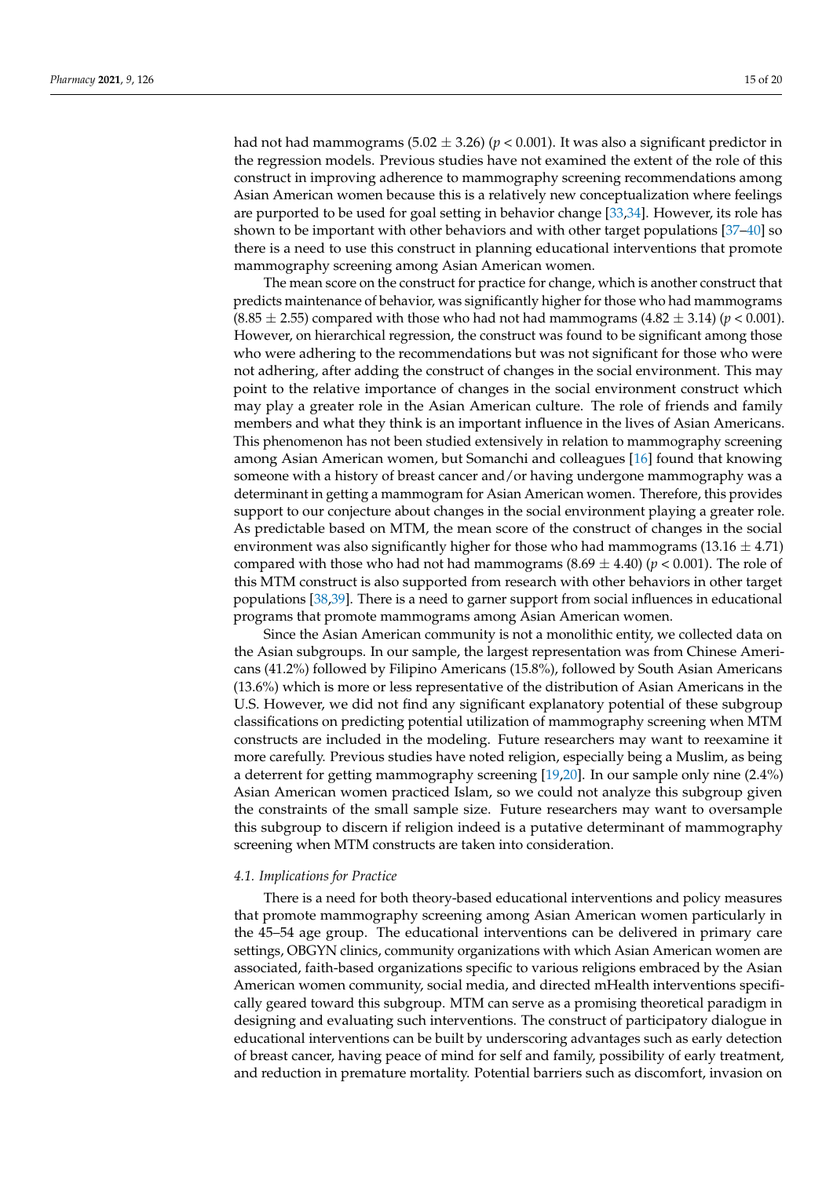had not had mammograms (5.02 ± 3.26) ($p < 0.001$). It was also a significant predictor in the regression models. Previous studies have not examined the extent of the role of this construct in improving adherence to mammography screening recommendations among Asian American women because this is a relatively new conceptualization where feelings are purported to be used for goal setting in behavior change [33,34]. However, its role has shown to be important with other behaviors and with other target populations [37–40] so there is a need to use this construct in planning educational interventions that promote mammography screening among Asian American women.

The mean score on the construct for practice for change, which is another construct that predicts maintenance of behavior, was significantly higher for those who had mammograms (8.85 ± 2.55) compared with those who had not had mammograms (4.82 ± 3.14) ($p < 0.001$). However, on hierarchical regression, the construct was found to be significant among those who were adhering to the recommendations but was not significant for those who were not adhering, after adding the construct of changes in the social environment. This may point to the relative importance of changes in the social environment construct which may play a greater role in the Asian American culture. The role of friends and family members and what they think is an important influence in the lives of Asian Americans. This phenomenon has not been studied extensively in relation to mammography screening among Asian American women, but Somanchi and colleagues [16] found that knowing someone with a history of breast cancer and/or having undergone mammography was a determinant in getting a mammogram for Asian American women. Therefore, this provides support to our conjecture about changes in the social environment playing a greater role. As predictable based on MTM, the mean score of the construct of changes in the social environment was also significantly higher for those who had mammograms (13.16 ± 4.71) compared with those who had not had mammograms (8.69 ± 4.40) ($p < 0.001$). The role of this MTM construct is also supported from research with other behaviors in other target populations [38,39]. There is a need to garner support from social influences in educational programs that promote mammograms among Asian American women.

Since the Asian American community is not a monolithic entity, we collected data on the Asian subgroups. In our sample, the largest representation was from Chinese Americans (41.2%) followed by Filipino Americans (15.8%), followed by South Asian Americans (13.6%) which is more or less representative of the distribution of Asian Americans in the U.S. However, we did not find any significant explanatory potential of these subgroup classifications on predicting potential utilization of mammography screening when MTM constructs are included in the modeling. Future researchers may want to reexamine it more carefully. Previous studies have noted religion, especially being a Muslim, as being a deterrent for getting mammography screening [19,20]. In our sample only nine (2.4%) Asian American women practiced Islam, so we could not analyze this subgroup given the constraints of the small sample size. Future researchers may want to oversample this subgroup to discern if religion indeed is a putative determinant of mammography screening when MTM constructs are taken into consideration.

### *4.1. Implications for Practice*

There is a need for both theory-based educational interventions and policy measures that promote mammography screening among Asian American women particularly in the 45–54 age group. The educational interventions can be delivered in primary care settings, OBGYN clinics, community organizations with which Asian American women are associated, faith-based organizations specific to various religions embraced by the Asian American women community, social media, and directed mHealth interventions specifically geared toward this subgroup. MTM can serve as a promising theoretical paradigm in designing and evaluating such interventions. The construct of participatory dialogue in educational interventions can be built by underscoring advantages such as early detection of breast cancer, having peace of mind for self and family, possibility of early treatment, and reduction in premature mortality. Potential barriers such as discomfort, invasion on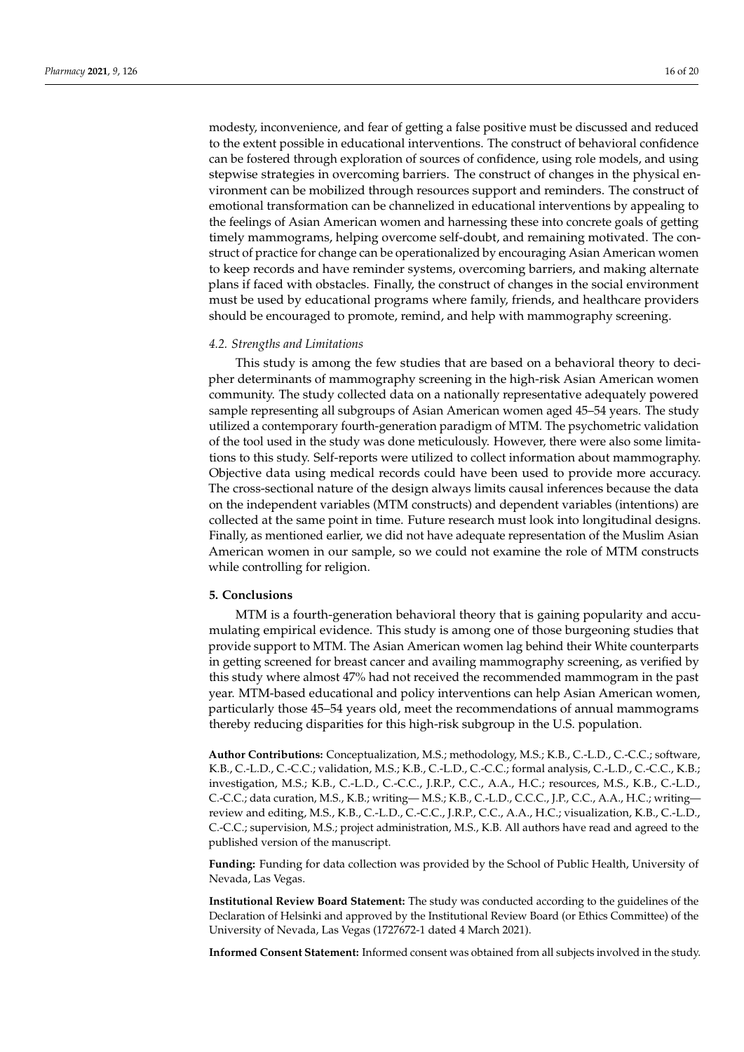modesty, inconvenience, and fear of getting a false positive must be discussed and reduced to the extent possible in educational interventions. The construct of behavioral confidence can be fostered through exploration of sources of confidence, using role models, and using stepwise strategies in overcoming barriers. The construct of changes in the physical environment can be mobilized through resources support and reminders. The construct of emotional transformation can be channelized in educational interventions by appealing to the feelings of Asian American women and harnessing these into concrete goals of getting timely mammograms, helping overcome self-doubt, and remaining motivated. The construct of practice for change can be operationalized by encouraging Asian American women to keep records and have reminder systems, overcoming barriers, and making alternate plans if faced with obstacles. Finally, the construct of changes in the social environment must be used by educational programs where family, friends, and healthcare providers should be encouraged to promote, remind, and help with mammography screening.

### *4.2. Strengths and Limitations*

This study is among the few studies that are based on a behavioral theory to decipher determinants of mammography screening in the high-risk Asian American women community. The study collected data on a nationally representative adequately powered sample representing all subgroups of Asian American women aged 45–54 years. The study utilized a contemporary fourth-generation paradigm of MTM. The psychometric validation of the tool used in the study was done meticulously. However, there were also some limitations to this study. Self-reports were utilized to collect information about mammography. Objective data using medical records could have been used to provide more accuracy. The cross-sectional nature of the design always limits causal inferences because the data on the independent variables (MTM constructs) and dependent variables (intentions) are collected at the same point in time. Future research must look into longitudinal designs. Finally, as mentioned earlier, we did not have adequate representation of the Muslim Asian American women in our sample, so we could not examine the role of MTM constructs while controlling for religion.

## 5. Conclusions

MTM is a fourth-generation behavioral theory that is gaining popularity and accumulating empirical evidence. This study is among one of those burgeoning studies that provide support to MTM. The Asian American women lag behind their White counterparts in getting screened for breast cancer and availing mammography screening, as verified by this study where almost 47% had not received the recommended mammogram in the past year. MTM-based educational and policy interventions can help Asian American women, particularly those 45–54 years old, meet the recommendations of annual mammograms thereby reducing disparities for this high-risk subgroup in the U.S. population.

**Author Contributions:** Conceptualization, M.S.; methodology, M.S.; K.B., C.-L.D., C.-C.C.; software, K.B., C.-L.D., C.-C.C.; validation, M.S.; K.B., C.-L.D., C.-C.C.; formal analysis, C.-L.D., C.-C.C., K.B.; investigation, M.S.; K.B., C.-L.D., C.-C.C., J.R.P., C.C., A.A., H.C.; resources, M.S., K.B., C.-L.D., C.-C.C.; data curation, M.S., K.B.; writing— M.S.; K.B., C.-L.D., C.C.C., J.P., C.C., A.A., H.C.; writing—review and editing, M.S., K.B., C.-L.D., C.-C.C., J.R.P., C.C., A.A., H.C.; visualization, K.B., C.-L.D., C.-C.C.; supervision, M.S.; project administration, M.S., K.B. All authors have read and agreed to the published version of the manuscript.

**Funding:** Funding for data collection was provided by the School of Public Health, University of Nevada, Las Vegas.

**Institutional Review Board Statement:** The study was conducted according to the guidelines of the Declaration of Helsinki and approved by the Institutional Review Board (or Ethics Committee) of the University of Nevada, Las Vegas (1727672-1 dated 4 March 2021).

**Informed Consent Statement:** Informed consent was obtained from all subjects involved in the study.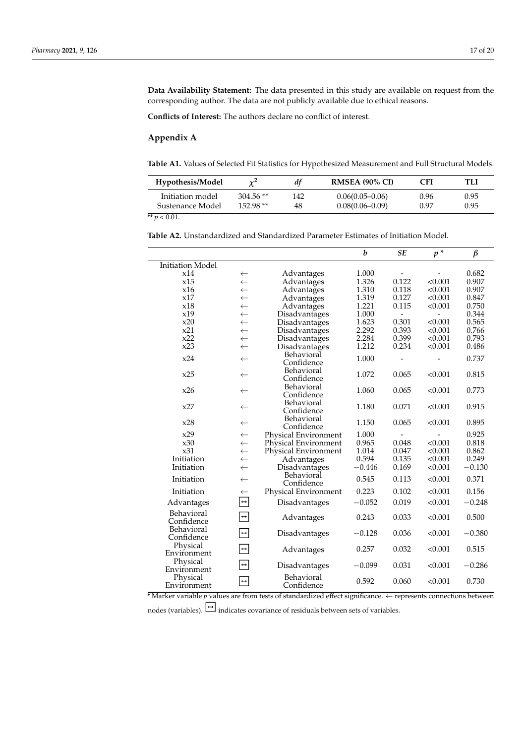**Data Availability Statement:** The data presented in this study are available on request from the corresponding author. The data are not publicly available due to ethical reasons.

**Conflicts of Interest:** The authors declare no conflict of interest.

## Appendix A

**Table A1.** Values of Selected Fit Statistics for Hypothesized Measurement and Full Structural Models.

| Hypothesis/Model | $\chi^2$ | $df$ | RMSEA (90% CI) | CFI | TLI |
|---|---|---|---|---|---|
| Initiation model | 304.56 ** | 142 | 0.06(0.05–0.06) | 0.96 | 0.95 |
| Sustenance Model | 152.98 ** | 48 | 0.08(0.06–0.09) | 0.97 | 0.95 |

** $p < 0.01$.

**Table A2.** Unstandardized and Standardized Parameter Estimates of Initiation Model.

| | | | $b$ | $SE$ | $p$ * | $\beta$ |
|---|---|---|---|---|---|---|
| Initiation Model | | | | | | |
| x14 | ← | Advantages | 1.000 | - | - | 0.682 |
| x15 | ← | Advantages | 1.326 | 0.122 | <0.001 | 0.907 |
| x16 | ← | Advantages | 1.310 | 0.118 | <0.001 | 0.907 |
| x17 | ← | Advantages | 1.319 | 0.127 | <0.001 | 0.847 |
| x18 | ← | Advantages | 1.221 | 0.115 | <0.001 | 0.750 |
| x19 | ← | Disadvantages | 1.000 | - | - | 0.344 |
| x20 | ← | Disadvantages | 1.623 | 0.301 | <0.001 | 0.565 |
| x21 | ← | Disadvantages | 2.292 | 0.393 | <0.001 | 0.766 |
| x22 | ← | Disadvantages | 2.284 | 0.399 | <0.001 | 0.793 |
| x23 | ← | Disadvantages | 1.212 | 0.234 | <0.001 | 0.486 |
| x24 | ← | Behavioral Confidence | 1.000 | - | - | 0.737 |
| x25 | ← | Behavioral Confidence | 1.072 | 0.065 | <0.001 | 0.815 |
| x26 | ← | Behavioral Confidence | 1.060 | 0.065 | <0.001 | 0.773 |
| x27 | ← | Behavioral Confidence | 1.180 | 0.071 | <0.001 | 0.915 |
| x28 | ← | Behavioral Confidence | 1.150 | 0.065 | <0.001 | 0.895 |
| x29 | ← | Physical Environment | 1.000 | - | - | 0.925 |
| x30 | ← | Physical Environment | 0.965 | 0.048 | <0.001 | 0.818 |
| x31 | ← | Physical Environment | 1.014 | 0.047 | <0.001 | 0.862 |
| Initiation | ← | Advantages | 0.594 | 0.135 | <0.001 | 0.249 |
| Initiation | ← | Disadvantages | −0.446 | 0.169 | <0.001 | −0.130 |
| Initiation | ← | Behavioral Confidence | 0.545 | 0.113 | <0.001 | 0.371 |
| Initiation | ← | Physical Environment | 0.223 | 0.102 | <0.001 | 0.156 |
| Advantages | ↔ | Disadvantages | −0.052 | 0.019 | <0.001 | −0.248 |
| Behavioral Confidence | ↔ | Advantages | 0.243 | 0.033 | <0.001 | 0.500 |
| Behavioral Confidence | ↔ | Disadvantages | −0.128 | 0.036 | <0.001 | −0.380 |
| Physical Environment | ↔ | Advantages | 0.257 | 0.032 | <0.001 | 0.515 |
| Physical Environment | ↔ | Disadvantages | −0.099 | 0.031 | <0.001 | −0.286 |
| Physical Environment | ↔ | Behavioral Confidence | 0.592 | 0.060 | <0.001 | 0.730 |

* Marker variable $p$ values are from tests of standardized effect significance. ← represents connections between nodes (variables). ↔ indicates covariance of residuals between sets of variables.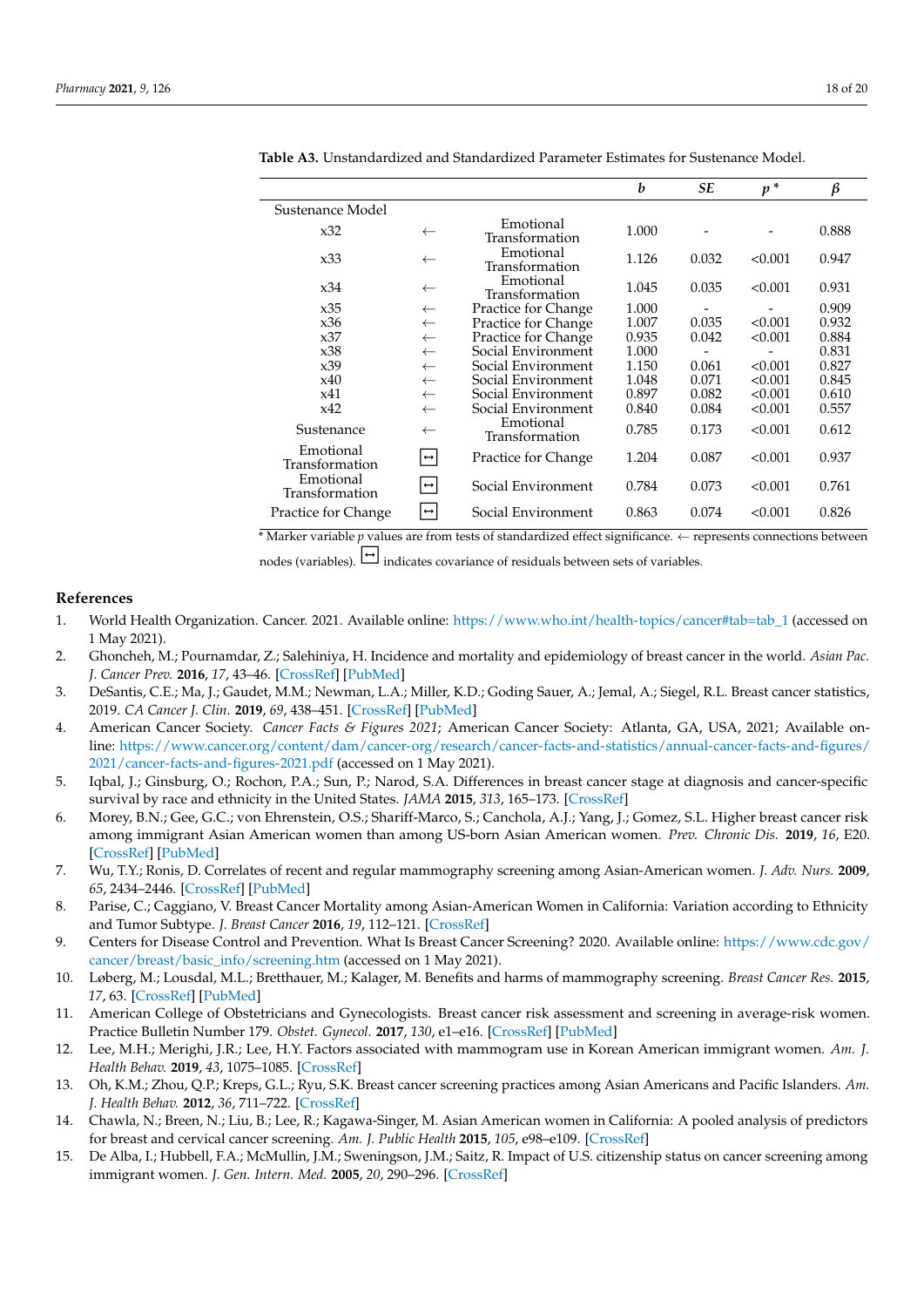**Table A3.** Unstandardized and Standardized Parameter Estimates for Sustenance Model.

| | | | *b* | *SE* | *p* * | β |
|---|---|---|---|---|---|---|
| Sustenance Model | | | | | | |
| x32 | ← | Emotional Transformation | 1.000 | - | - | 0.888 |
| x33 | ← | Emotional Transformation | 1.126 | 0.032 | <0.001 | 0.947 |
| x34 | ← | Emotional Transformation | 1.045 | 0.035 | <0.001 | 0.931 |
| x35 | ← | Practice for Change | 1.000 | - | - | 0.909 |
| x36 | ← | Practice for Change | 1.007 | 0.035 | <0.001 | 0.932 |
| x37 | ← | Practice for Change | 0.935 | 0.042 | <0.001 | 0.884 |
| x38 | ← | Social Environment | 1.000 | - | - | 0.831 |
| x39 | ← | Social Environment | 1.150 | 0.061 | <0.001 | 0.827 |
| x40 | ← | Social Environment | 1.048 | 0.071 | <0.001 | 0.845 |
| x41 | ← | Social Environment | 0.897 | 0.082 | <0.001 | 0.610 |
| x42 | ← | Social Environment | 0.840 | 0.084 | <0.001 | 0.557 |
| Sustenance | ← | Emotional Transformation | 0.785 | 0.173 | <0.001 | 0.612 |
| Emotional Transformation | ↔ | Practice for Change | 1.204 | 0.087 | <0.001 | 0.937 |
| Emotional Transformation | ↔ | Social Environment | 0.784 | 0.073 | <0.001 | 0.761 |
| Practice for Change | ↔ | Social Environment | 0.863 | 0.074 | <0.001 | 0.826 |

\* Marker variable *p* values are from tests of standardized effect significance. ← represents connections between nodes (variables). ↔ indicates covariance of residuals between sets of variables.

## References

1. World Health Organization. Cancer. 2021. Available online: https://www.who.int/health-topics/cancer#tab=tab_1 (accessed on 1 May 2021).
2. Ghoncheh, M.; Pournamdar, Z.; Salehiniya, H. Incidence and mortality and epidemiology of breast cancer in the world. *Asian Pac. J. Cancer Prev.* **2016**, *17*, 43–46. [CrossRef] [PubMed]
3. DeSantis, C.E.; Ma, J.; Gaudet, M.M.; Newman, L.A.; Miller, K.D.; Goding Sauer, A.; Jemal, A.; Siegel, R.L. Breast cancer statistics, 2019. *CA Cancer J. Clin.* **2019**, *69*, 438–451. [CrossRef] [PubMed]
4. American Cancer Society. *Cancer Facts & Figures 2021*; American Cancer Society: Atlanta, GA, USA, 2021; Available online: https://www.cancer.org/content/dam/cancer-org/research/cancer-facts-and-statistics/annual-cancer-facts-and-figures/2021/cancer-facts-and-figures-2021.pdf (accessed on 1 May 2021).
5. Iqbal, J.; Ginsburg, O.; Rochon, P.A.; Sun, P.; Narod, S.A. Differences in breast cancer stage at diagnosis and cancer-specific survival by race and ethnicity in the United States. *JAMA* **2015**, *313*, 165–173. [CrossRef]
6. Morey, B.N.; Gee, G.C.; von Ehrenstein, O.S.; Shariff-Marco, S.; Canchola, A.J.; Yang, J.; Gomez, S.L. Higher breast cancer risk among immigrant Asian American women than among US-born Asian American women. *Prev. Chronic Dis.* **2019**, *16*, E20. [CrossRef] [PubMed]
7. Wu, T.Y.; Ronis, D. Correlates of recent and regular mammography screening among Asian-American women. *J. Adv. Nurs.* **2009**, *65*, 2434–2446. [CrossRef] [PubMed]
8. Parise, C.; Caggiano, V. Breast Cancer Mortality among Asian-American Women in California: Variation according to Ethnicity and Tumor Subtype. *J. Breast Cancer* **2016**, *19*, 112–121. [CrossRef]
9. Centers for Disease Control and Prevention. What Is Breast Cancer Screening? 2020. Available online: https://www.cdc.gov/cancer/breast/basic_info/screening.htm (accessed on 1 May 2021).
10. Løberg, M.; Lousdal, M.L.; Bretthauer, M.; Kalager, M. Benefits and harms of mammography screening. *Breast Cancer Res.* **2015**, *17*, 63. [CrossRef] [PubMed]
11. American College of Obstetricians and Gynecologists. Breast cancer risk assessment and screening in average-risk women. Practice Bulletin Number 179. *Obstet. Gynecol.* **2017**, *130*, e1–e16. [CrossRef] [PubMed]
12. Lee, M.H.; Merighi, J.R.; Lee, H.Y. Factors associated with mammogram use in Korean American immigrant women. *Am. J. Health Behav.* **2019**, *43*, 1075–1085. [CrossRef]
13. Oh, K.M.; Zhou, Q.P.; Kreps, G.L.; Ryu, S.K. Breast cancer screening practices among Asian Americans and Pacific Islanders. *Am. J. Health Behav.* **2012**, *36*, 711–722. [CrossRef]
14. Chawla, N.; Breen, N.; Liu, B.; Lee, R.; Kagawa-Singer, M. Asian American women in California: A pooled analysis of predictors for breast and cervical cancer screening. *Am. J. Public Health* **2015**, *105*, e98–e109. [CrossRef]
15. De Alba, I.; Hubbell, F.A.; McMullin, J.M.; Sweningson, J.M.; Saitz, R. Impact of U.S. citizenship status on cancer screening among immigrant women. *J. Gen. Intern. Med.* **2005**, *20*, 290–296. [CrossRef]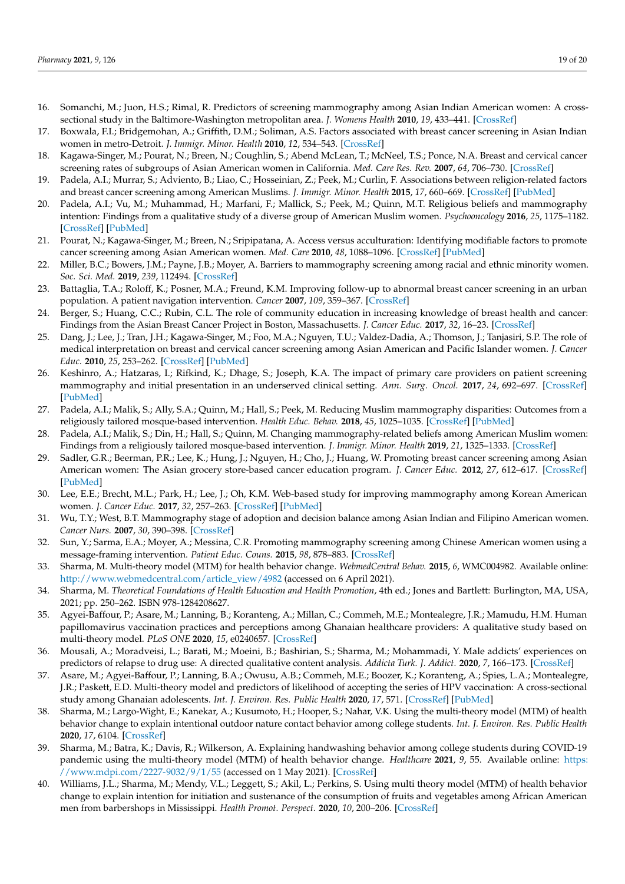16. Somanchi, M.; Juon, H.S.; Rimal, R. Predictors of screening mammography among Asian Indian American women: A cross-sectional study in the Baltimore-Washington metropolitan area. *J. Womens Health* **2010**, *19*, 433–441. [CrossRef]
17. Boxwala, F.I.; Bridgemohan, A.; Griffith, D.M.; Soliman, A.S. Factors associated with breast cancer screening in Asian Indian women in metro-Detroit. *J. Immigr. Minor. Health* **2010**, *12*, 534–543. [CrossRef]
18. Kagawa-Singer, M.; Pourat, N.; Breen, N.; Coughlin, S.; Abend McLean, T.; McNeel, T.S.; Ponce, N.A. Breast and cervical cancer screening rates of subgroups of Asian American women in California. *Med. Care Res. Rev.* **2007**, *64*, 706–730. [CrossRef]
19. Padela, A.I.; Murrar, S.; Adviento, B.; Liao, C.; Hosseinian, Z.; Peek, M.; Curlin, F. Associations between religion-related factors and breast cancer screening among American Muslims. *J. Immigr. Minor. Health* **2015**, *17*, 660–669. [CrossRef] [PubMed]
20. Padela, A.I.; Vu, M.; Muhammad, H.; Marfani, F.; Mallick, S.; Peek, M.; Quinn, M.T. Religious beliefs and mammography intention: Findings from a qualitative study of a diverse group of American Muslim women. *Psychooncology* **2016**, *25*, 1175–1182. [CrossRef] [PubMed]
21. Pourat, N.; Kagawa-Singer, M.; Breen, N.; Sripipatana, A. Access versus acculturation: Identifying modifiable factors to promote cancer screening among Asian American women. *Med. Care* **2010**, *48*, 1088–1096. [CrossRef] [PubMed]
22. Miller, B.C.; Bowers, J.M.; Payne, J.B.; Moyer, A. Barriers to mammography screening among racial and ethnic minority women. *Soc. Sci. Med.* **2019**, *239*, 112494. [CrossRef]
23. Battaglia, T.A.; Roloff, K.; Posner, M.A.; Freund, K.M. Improving follow-up to abnormal breast cancer screening in an urban population. A patient navigation intervention. *Cancer* **2007**, *109*, 359–367. [CrossRef]
24. Berger, S.; Huang, C.C.; Rubin, C.L. The role of community education in increasing knowledge of breast health and cancer: Findings from the Asian Breast Cancer Project in Boston, Massachusetts. *J. Cancer Educ.* **2017**, *32*, 16–23. [CrossRef]
25. Dang, J.; Lee, J.; Tran, J.H.; Kagawa-Singer, M.; Foo, M.A.; Nguyen, T.U.; Valdez-Dadia, A.; Thomson, J.; Tanjasiri, S.P. The role of medical interpretation on breast and cervical cancer screening among Asian American and Pacific Islander women. *J. Cancer Educ.* **2010**, *25*, 253–262. [CrossRef] [PubMed]
26. Keshinro, A.; Hatzaras, I.; Rifkind, K.; Dhage, S.; Joseph, K.A. The impact of primary care providers on patient screening mammography and initial presentation in an underserved clinical setting. *Ann. Surg. Oncol.* **2017**, *24*, 692–697. [CrossRef] [PubMed]
27. Padela, A.I.; Malik, S.; Ally, S.A.; Quinn, M.; Hall, S.; Peek, M. Reducing Muslim mammography disparities: Outcomes from a religiously tailored mosque-based intervention. *Health Educ. Behav.* **2018**, *45*, 1025–1035. [CrossRef] [PubMed]
28. Padela, A.I.; Malik, S.; Din, H.; Hall, S.; Quinn, M. Changing mammography-related beliefs among American Muslim women: Findings from a religiously tailored mosque-based intervention. *J. Immigr. Minor. Health* **2019**, *21*, 1325–1333. [CrossRef]
29. Sadler, G.R.; Beerman, P.R.; Lee, K.; Hung, J.; Nguyen, H.; Cho, J.; Huang, W. Promoting breast cancer screening among Asian American women: The Asian grocery store-based cancer education program. *J. Cancer Educ.* **2012**, *27*, 612–617. [CrossRef] [PubMed]
30. Lee, E.E.; Brecht, M.L.; Park, H.; Lee, J.; Oh, K.M. Web-based study for improving mammography among Korean American women. *J. Cancer Educ.* **2017**, *32*, 257–263. [CrossRef] [PubMed]
31. Wu, T.Y.; West, B.T. Mammography stage of adoption and decision balance among Asian Indian and Filipino American women. *Cancer Nurs.* **2007**, *30*, 390–398. [CrossRef]
32. Sun, Y.; Sarma, E.A.; Moyer, A.; Messina, C.R. Promoting mammography screening among Chinese American women using a message-framing intervention. *Patient Educ. Couns.* **2015**, *98*, 878–883. [CrossRef]
33. Sharma, M. Multi-theory model (MTM) for health behavior change. *WebmedCentral Behav.* **2015**, *6*, WMC004982. Available online: http://www.webmedcentral.com/article_view/4982 (accessed on 6 April 2021).
34. Sharma, M. *Theoretical Foundations of Health Education and Health Promotion*, 4th ed.; Jones and Bartlett: Burlington, MA, USA, 2021; pp. 250–262. ISBN 978-1284208627.
35. Agyei-Baffour, P.; Asare, M.; Lanning, B.; Koranteng, A.; Millan, C.; Commeh, M.E.; Montealegre, J.R.; Mamudu, H.M. Human papillomavirus vaccination practices and perceptions among Ghanaian healthcare providers: A qualitative study based on multi-theory model. *PLoS ONE* **2020**, *15*, e0240657. [CrossRef]
36. Mousali, A.; Moradveisi, L.; Barati, M.; Moeini, B.; Bashirian, S.; Sharma, M.; Mohammadi, Y. Male addicts' experiences on predictors of relapse to drug use: A directed qualitative content analysis. *Addicta Turk. J. Addict.* **2020**, *7*, 166–173. [CrossRef]
37. Asare, M.; Agyei-Baffour, P.; Lanning, B.A.; Owusu, A.B.; Commeh, M.E.; Boozer, K.; Koranteng, A.; Spies, L.A.; Montealegre, J.R.; Paskett, E.D. Multi-theory model and predictors of likelihood of accepting the series of HPV vaccination: A cross-sectional study among Ghanaian adolescents. *Int. J. Environ. Res. Public Health* **2020**, *17*, 571. [CrossRef] [PubMed]
38. Sharma, M.; Largo-Wight, E.; Kanekar, A.; Kusumoto, H.; Hooper, S.; Nahar, V.K. Using the multi-theory model (MTM) of health behavior change to explain intentional outdoor nature contact behavior among college students. *Int. J. Environ. Res. Public Health* **2020**, *17*, 6104. [CrossRef]
39. Sharma, M.; Batra, K.; Davis, R.; Wilkerson, A. Explaining handwashing behavior among college students during COVID-19 pandemic using the multi-theory model (MTM) of health behavior change. *Healthcare* **2021**, *9*, 55. Available online: https://www.mdpi.com/2227-9032/9/1/55 (accessed on 1 May 2021). [CrossRef]
40. Williams, J.L.; Sharma, M.; Mendy, V.L.; Leggett, S.; Akil, L.; Perkins, S. Using multi theory model (MTM) of health behavior change to explain intention for initiation and sustenance of the consumption of fruits and vegetables among African American men from barbershops in Mississippi. *Health Promot. Perspect.* **2020**, *10*, 200–206. [CrossRef]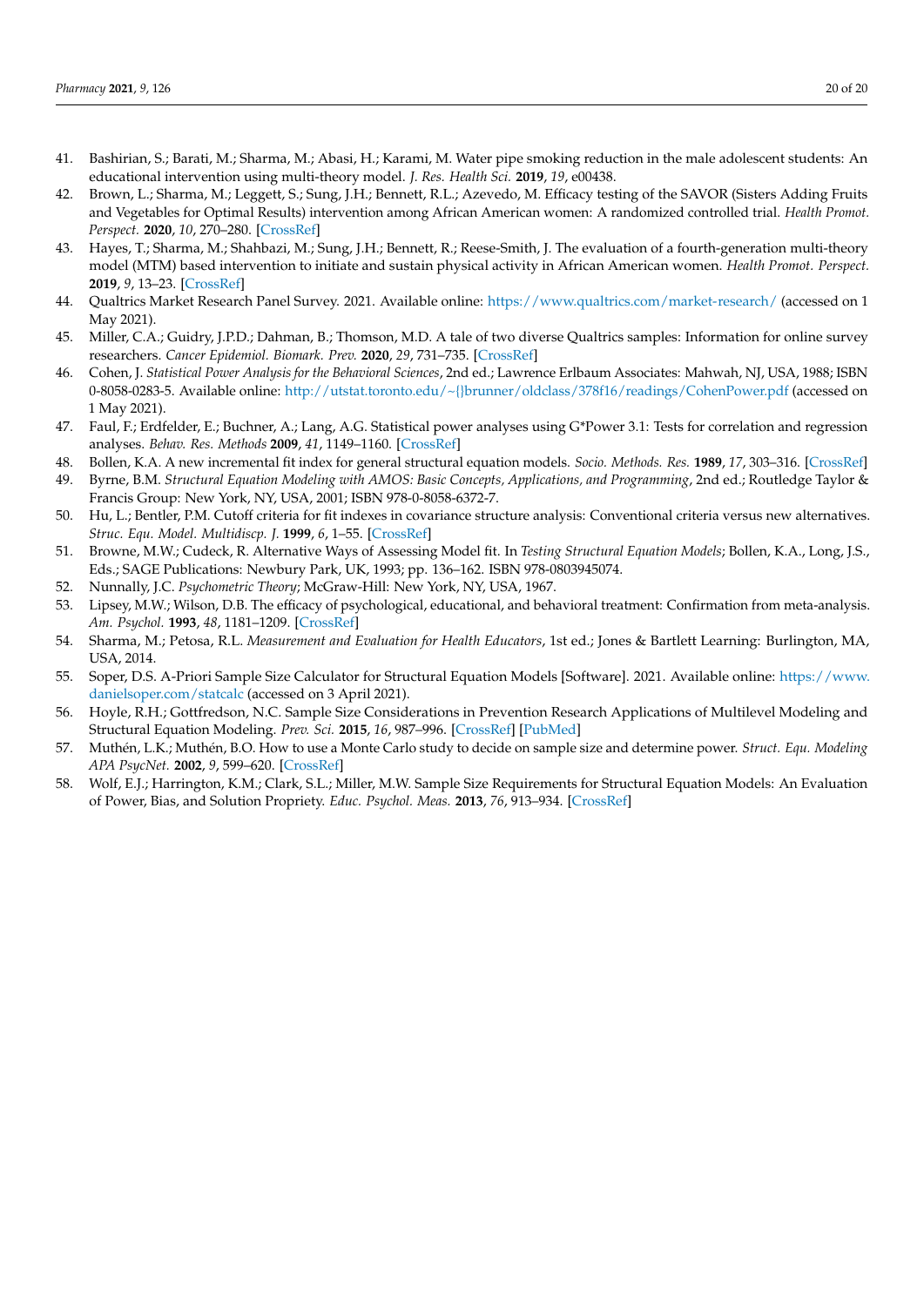41. Bashirian, S.; Barati, M.; Sharma, M.; Abasi, H.; Karami, M. Water pipe smoking reduction in the male adolescent students: An educational intervention using multi-theory model. *J. Res. Health Sci.* **2019**, *19*, e00438.
42. Brown, L.; Sharma, M.; Leggett, S.; Sung, J.H.; Bennett, R.L.; Azevedo, M. Efficacy testing of the SAVOR (Sisters Adding Fruits and Vegetables for Optimal Results) intervention among African American women: A randomized controlled trial. *Health Promot. Perspect.* **2020**, *10*, 270–280. [CrossRef]
43. Hayes, T.; Sharma, M.; Shahbazi, M.; Sung, J.H.; Bennett, R.; Reese-Smith, J. The evaluation of a fourth-generation multi-theory model (MTM) based intervention to initiate and sustain physical activity in African American women. *Health Promot. Perspect.* **2019**, *9*, 13–23. [CrossRef]
44. Qualtrics Market Research Panel Survey. 2021. Available online: https://www.qualtrics.com/market-research/ (accessed on 1 May 2021).
45. Miller, C.A.; Guidry, J.P.D.; Dahman, B.; Thomson, M.D. A tale of two diverse Qualtrics samples: Information for online survey researchers. *Cancer Epidemiol. Biomark. Prev.* **2020**, *29*, 731–735. [CrossRef]
46. Cohen, J. *Statistical Power Analysis for the Behavioral Sciences*, 2nd ed.; Lawrence Erlbaum Associates: Mahwah, NJ, USA, 1988; ISBN 0-8058-0283-5. Available online: http://utstat.toronto.edu/~{}brunner/oldclass/378f16/readings/CohenPower.pdf (accessed on 1 May 2021).
47. Faul, F.; Erdfelder, E.; Buchner, A.; Lang, A.G. Statistical power analyses using G*Power 3.1: Tests for correlation and regression analyses. *Behav. Res. Methods* **2009**, *41*, 1149–1160. [CrossRef]
48. Bollen, K.A. A new incremental fit index for general structural equation models. *Socio. Methods. Res.* **1989**, *17*, 303–316. [CrossRef]
49. Byrne, B.M. *Structural Equation Modeling with AMOS: Basic Concepts, Applications, and Programming*, 2nd ed.; Routledge Taylor & Francis Group: New York, NY, USA, 2001; ISBN 978-0-8058-6372-7.
50. Hu, L.; Bentler, P.M. Cutoff criteria for fit indexes in covariance structure analysis: Conventional criteria versus new alternatives. *Struc. Equ. Model. Multidiscp. J.* **1999**, *6*, 1–55. [CrossRef]
51. Browne, M.W.; Cudeck, R. Alternative Ways of Assessing Model fit. In *Testing Structural Equation Models*; Bollen, K.A., Long, J.S., Eds.; SAGE Publications: Newbury Park, UK, 1993; pp. 136–162. ISBN 978-0803945074.
52. Nunnally, J.C. *Psychometric Theory*; McGraw-Hill: New York, NY, USA, 1967.
53. Lipsey, M.W.; Wilson, D.B. The efficacy of psychological, educational, and behavioral treatment: Confirmation from meta-analysis. *Am. Psychol.* **1993**, *48*, 1181–1209. [CrossRef]
54. Sharma, M.; Petosa, R.L. *Measurement and Evaluation for Health Educators*, 1st ed.; Jones & Bartlett Learning: Burlington, MA, USA, 2014.
55. Soper, D.S. A-Priori Sample Size Calculator for Structural Equation Models [Software]. 2021. Available online: https://www.danielsoper.com/statcalc (accessed on 3 April 2021).
56. Hoyle, R.H.; Gottfredson, N.C. Sample Size Considerations in Prevention Research Applications of Multilevel Modeling and Structural Equation Modeling. *Prev. Sci.* **2015**, *16*, 987–996. [CrossRef] [PubMed]
57. Muthén, L.K.; Muthén, B.O. How to use a Monte Carlo study to decide on sample size and determine power. *Struct. Equ. Modeling APA PsycNet.* **2002**, *9*, 599–620. [CrossRef]
58. Wolf, E.J.; Harrington, K.M.; Clark, S.L.; Miller, M.W. Sample Size Requirements for Structural Equation Models: An Evaluation of Power, Bias, and Solution Propriety. *Educ. Psychol. Meas.* **2013**, *76*, 913–934. [CrossRef]